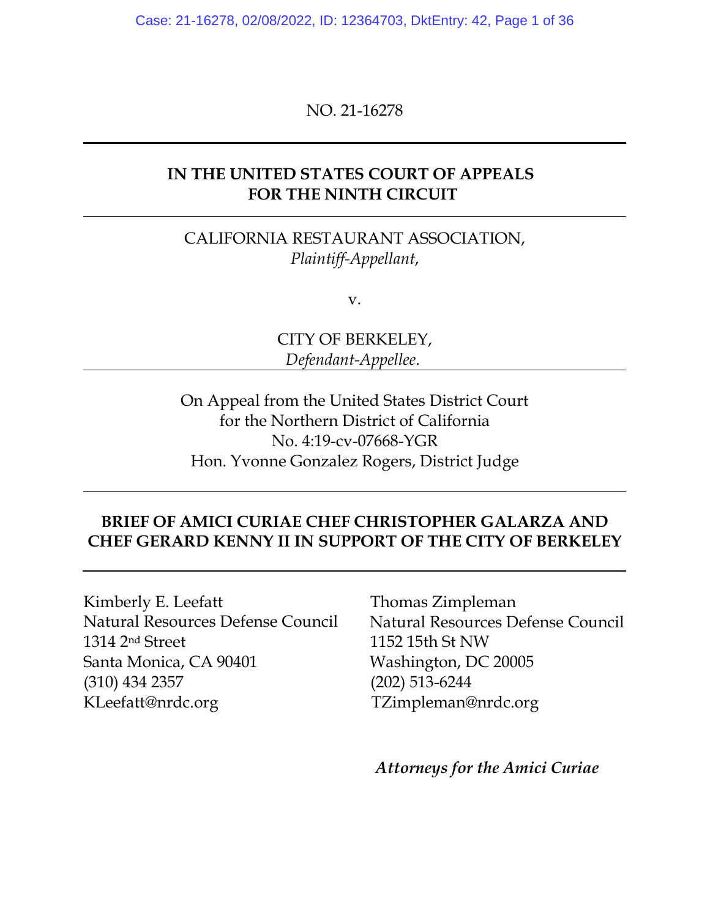NO. 21-16278

---

**IN THE UNITED STATES COURT OF APPEALS**
**FOR THE NINTH CIRCUIT**

---

CALIFORNIA RESTAURANT ASSOCIATION,
*Plaintiff-Appellant*,

v.

CITY OF BERKELEY,
*Defendant-Appellee*.

---

On Appeal from the United States District Court
for the Northern District of California
No. 4:19-cv-07668-YGR
Hon. Yvonne Gonzalez Rogers, District Judge

---

**BRIEF OF AMICI CURIAE CHEF CHRISTOPHER GALARZA AND CHEF GERARD KENNY II IN SUPPORT OF THE CITY OF BERKELEY**

---

Kimberly E. Leefatt
Natural Resources Defense Council
1314 2nd Street
Santa Monica, CA 90401
(310) 434 2357
KLeefatt@nrdc.org

Thomas Zimpleman
Natural Resources Defense Council
1152 15th St NW
Washington, DC 20005
(202) 513-6244
TZimpleman@nrdc.org

***Attorneys for the Amici Curiae***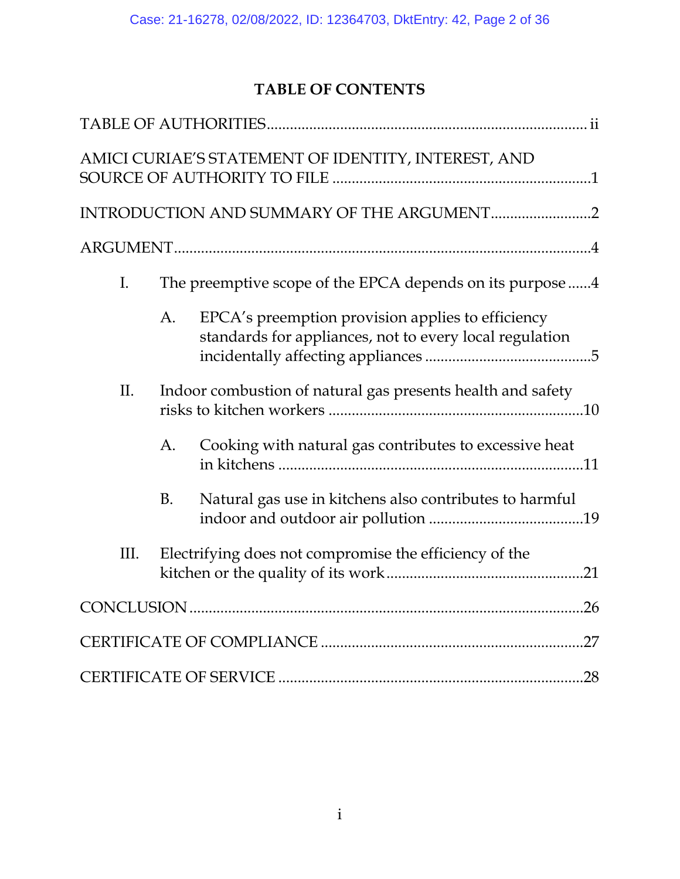# TABLE OF CONTENTS

TABLE OF AUTHORITIES .................................................................................. ii

AMICI CURIAE'S STATEMENT OF IDENTITY, INTEREST, AND SOURCE OF AUTHORITY TO FILE .................................................................. 1

INTRODUCTION AND SUMMARY OF THE ARGUMENT .......................... 2

ARGUMENT ......................................................................................................... 4

I. The preemptive scope of the EPCA depends on its purpose ...... 4

  A. EPCA's preemption provision applies to efficiency standards for appliances, not to every local regulation incidentally affecting appliances ........................................... 5

II. Indoor combustion of natural gas presents health and safety risks to kitchen workers ................................................................. 10

  A. Cooking with natural gas contributes to excessive heat in kitchens .............................................................................. 11

  B. Natural gas use in kitchens also contributes to harmful indoor and outdoor air pollution ........................................ 19

III. Electrifying does not compromise the efficiency of the kitchen or the quality of its work .................................................. 21

CONCLUSION .................................................................................................... 26

CERTIFICATE OF COMPLIANCE .................................................................... 27

CERTIFICATE OF SERVICE .............................................................................. 28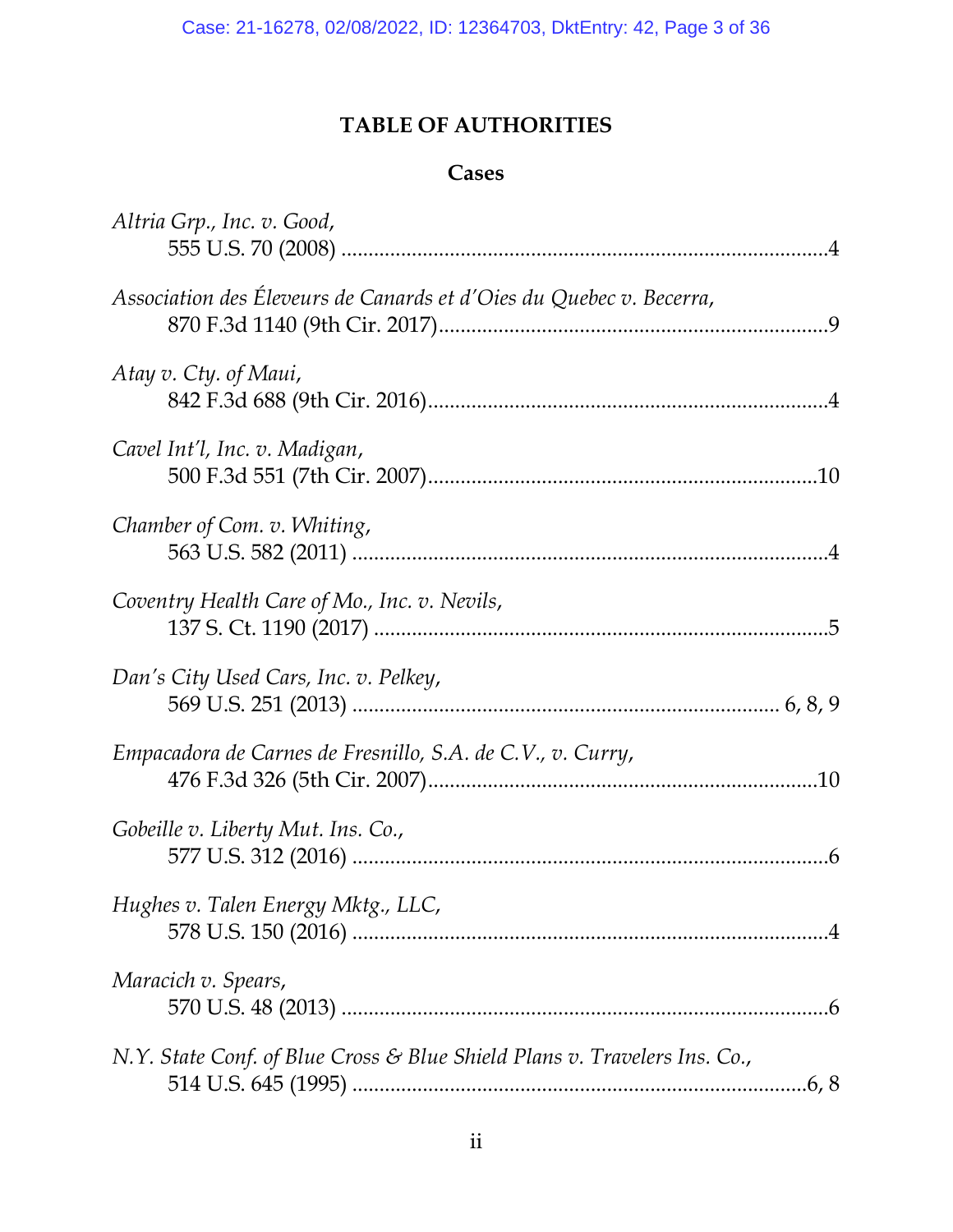# TABLE OF AUTHORITIES

## Cases

*Altria Grp., Inc. v. Good*,
555 U.S. 70 (2008) ........................................................................................4

*Association des Éleveurs de Canards et d'Oies du Quebec v. Becerra*,
870 F.3d 1140 (9th Cir. 2017).......................................................................9

*Atay v. Cty. of Maui*,
842 F.3d 688 (9th Cir. 2016).........................................................................4

*Cavel Int'l, Inc. v. Madigan*,
500 F.3d 551 (7th Cir. 2007).......................................................................10

*Chamber of Com. v. Whiting*,
563 U.S. 582 (2011) ......................................................................................4

*Coventry Health Care of Mo., Inc. v. Nevils*,
137 S. Ct. 1190 (2017) ..................................................................................5

*Dan's City Used Cars, Inc. v. Pelkey*,
569 U.S. 251 (2013) ............................................................................ 6, 8, 9

*Empacadora de Carnes de Fresnillo, S.A. de C.V., v. Curry*,
476 F.3d 326 (5th Cir. 2007).......................................................................10

*Gobeille v. Liberty Mut. Ins. Co.*,
577 U.S. 312 (2016) ......................................................................................6

*Hughes v. Talen Energy Mktg., LLC*,
578 U.S. 150 (2016) ......................................................................................4

*Maracich v. Spears*,
570 U.S. 48 (2013) ........................................................................................6

*N.Y. State Conf. of Blue Cross & Blue Shield Plans v. Travelers Ins. Co.*,
514 U.S. 645 (1995) ..................................................................................6, 8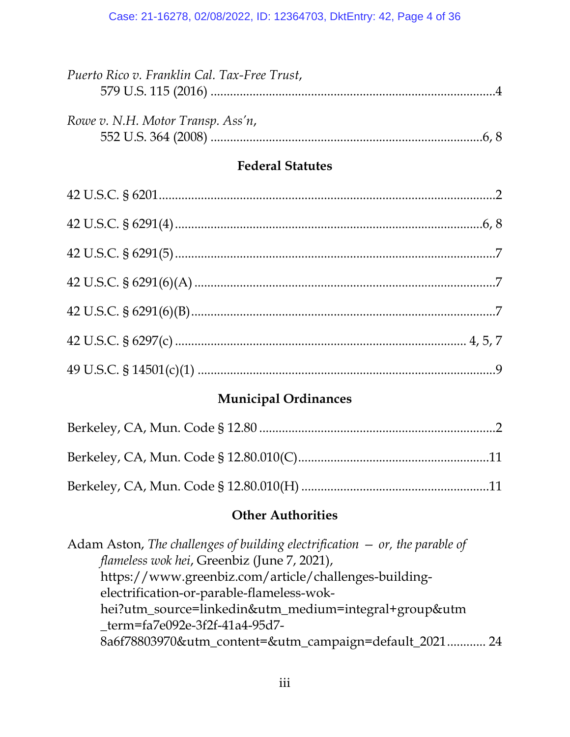*Puerto Rico v. Franklin Cal. Tax-Free Trust*,
579 U.S. 115 (2016) ....................................................................................4

*Rowe v. N.H. Motor Transp. Ass'n*,
552 U.S. 364 (2008) ................................................................................6, 8

**Federal Statutes**

42 U.S.C. § 6201.......................................................................................2

42 U.S.C. § 6291(4)..............................................................................6, 8

42 U.S.C. § 6291(5)....................................................................................7

42 U.S.C. § 6291(6)(A) ..............................................................................7

42 U.S.C. § 6291(6)(B)...............................................................................7

42 U.S.C. § 6297(c) ............................................................................ 4, 5, 7

49 U.S.C. § 14501(c)(1) ..............................................................................9

**Municipal Ordinances**

Berkeley, CA, Mun. Code § 12.80 ..........................................................2

Berkeley, CA, Mun. Code § 12.80.010(C).............................................11

Berkeley, CA, Mun. Code § 12.80.010(H) ............................................11

**Other Authorities**

Adam Aston, *The challenges of building electrification — or, the parable of flameless wok hei*, Greenbiz (June 7, 2021), https://www.greenbiz.com/article/challenges-building-electrification-or-parable-flameless-wok-hei?utm_source=linkedin&utm_medium=integral+group&utm_term=fa7e092e-3f2f-41a4-95d7-8a6f78803970&utm_content=&utm_campaign=default_2021............ 24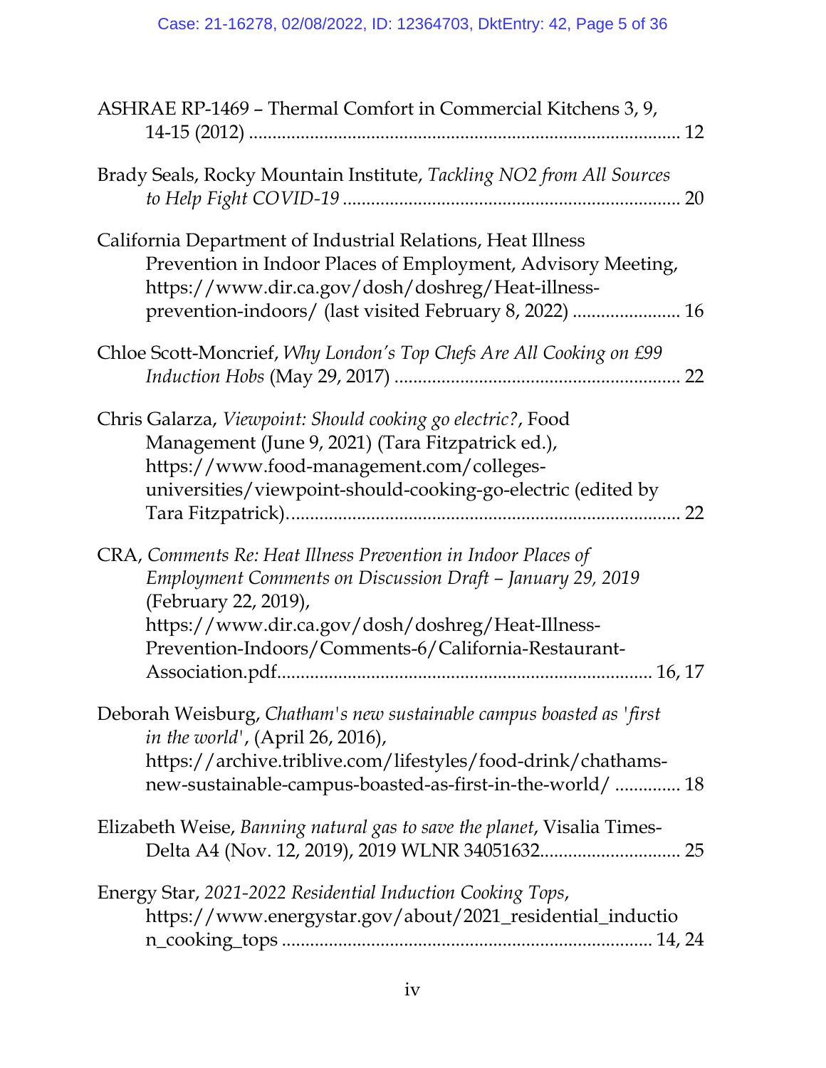ASHRAE RP-1469 – Thermal Comfort in Commercial Kitchens 3, 9, 14-15 (2012) ........................................................................................ 12

Brady Seals, Rocky Mountain Institute, *Tackling NO2 from All Sources to Help Fight COVID-19* ...................................................................... 20

California Department of Industrial Relations, Heat Illness Prevention in Indoor Places of Employment, Advisory Meeting, https://www.dir.ca.gov/dosh/doshreg/Heat-illness-prevention-indoors/ (last visited February 8, 2022) ....................... 16

Chloe Scott-Moncrief, *Why London's Top Chefs Are All Cooking on £99 Induction Hobs* (May 29, 2017) ........................................................... 22

Chris Galarza, *Viewpoint: Should cooking go electric?*, Food Management (June 9, 2021) (Tara Fitzpatrick ed.), https://www.food-management.com/colleges-universities/viewpoint-should-cooking-go-electric (edited by Tara Fitzpatrick)................................................................................... 22

CRA, *Comments Re: Heat Illness Prevention in Indoor Places of Employment Comments on Discussion Draft – January 29, 2019* (February 22, 2019), https://www.dir.ca.gov/dosh/doshreg/Heat-Illness-Prevention-Indoors/Comments-6/California-Restaurant-Association.pdf.............................................................................. 16, 17

Deborah Weisburg, *Chatham's new sustainable campus boasted as 'first in the world'*, (April 26, 2016), https://archive.triblive.com/lifestyles/food-drink/chathams-new-sustainable-campus-boasted-as-first-in-the-world/ .............. 18

Elizabeth Weise, *Banning natural gas to save the planet*, Visalia Times-Delta A4 (Nov. 12, 2019), 2019 WLNR 34051632............................. 25

Energy Star, *2021-2022 Residential Induction Cooking Tops*, https://www.energystar.gov/about/2021_residential_induction_cooking_tops ............................................................................. 14, 24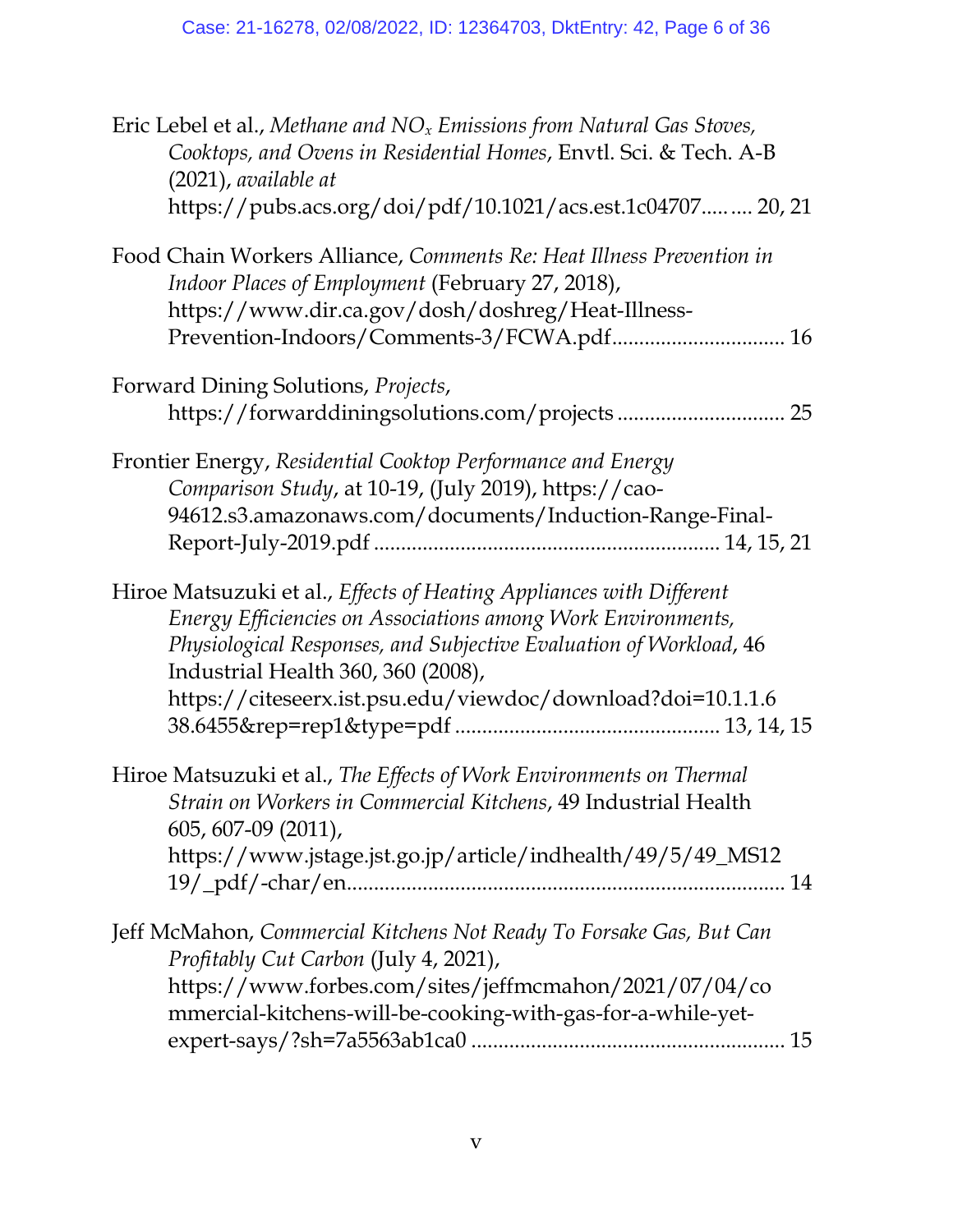Eric Lebel et al., *Methane and $NO_x$ Emissions from Natural Gas Stoves, Cooktops, and Ovens in Residential Homes*, Envtl. Sci. & Tech. A-B (2021), *available at* https://pubs.acs.org/doi/pdf/10.1021/acs.est.1c04707..... .... 20, 21

Food Chain Workers Alliance, *Comments Re: Heat Illness Prevention in Indoor Places of Employment* (February 27, 2018), https://www.dir.ca.gov/dosh/doshreg/Heat-Illness-Prevention-Indoors/Comments-3/FCWA.pdf................................ 16

Forward Dining Solutions, *Projects*, https://forwarddiningsolutions.com/projects ............................... 25

Frontier Energy, *Residential Cooktop Performance and Energy Comparison Study*, at 10-19, (July 2019), https://cao-94612.s3.amazonaws.com/documents/Induction-Range-Final-Report-July-2019.pdf ............................................................... 14, 15, 21

Hiroe Matsuzuki et al., *Effects of Heating Appliances with Different Energy Efficiencies on Associations among Work Environments, Physiological Responses, and Subjective Evaluation of Workload*, 46 Industrial Health 360, 360 (2008), https://citeseerx.ist.psu.edu/viewdoc/download?doi=10.1.1.638.6455&rep=rep1&type=pdf ................................................ 13, 14, 15

Hiroe Matsuzuki et al., *The Effects of Work Environments on Thermal Strain on Workers in Commercial Kitchens*, 49 Industrial Health 605, 607-09 (2011), https://www.jstage.jst.go.jp/article/indhealth/49/5/49_MS1219/_pdf/-char/en............................................................................... 14

Jeff McMahon, *Commercial Kitchens Not Ready To Forsake Gas, But Can Profitably Cut Carbon* (July 4, 2021), https://www.forbes.com/sites/jeffmcmahon/2021/07/04/commercial-kitchens-will-be-cooking-with-gas-for-a-while-yet-expert-says/?sh=7a5563ab1ca0 ......................................................... 15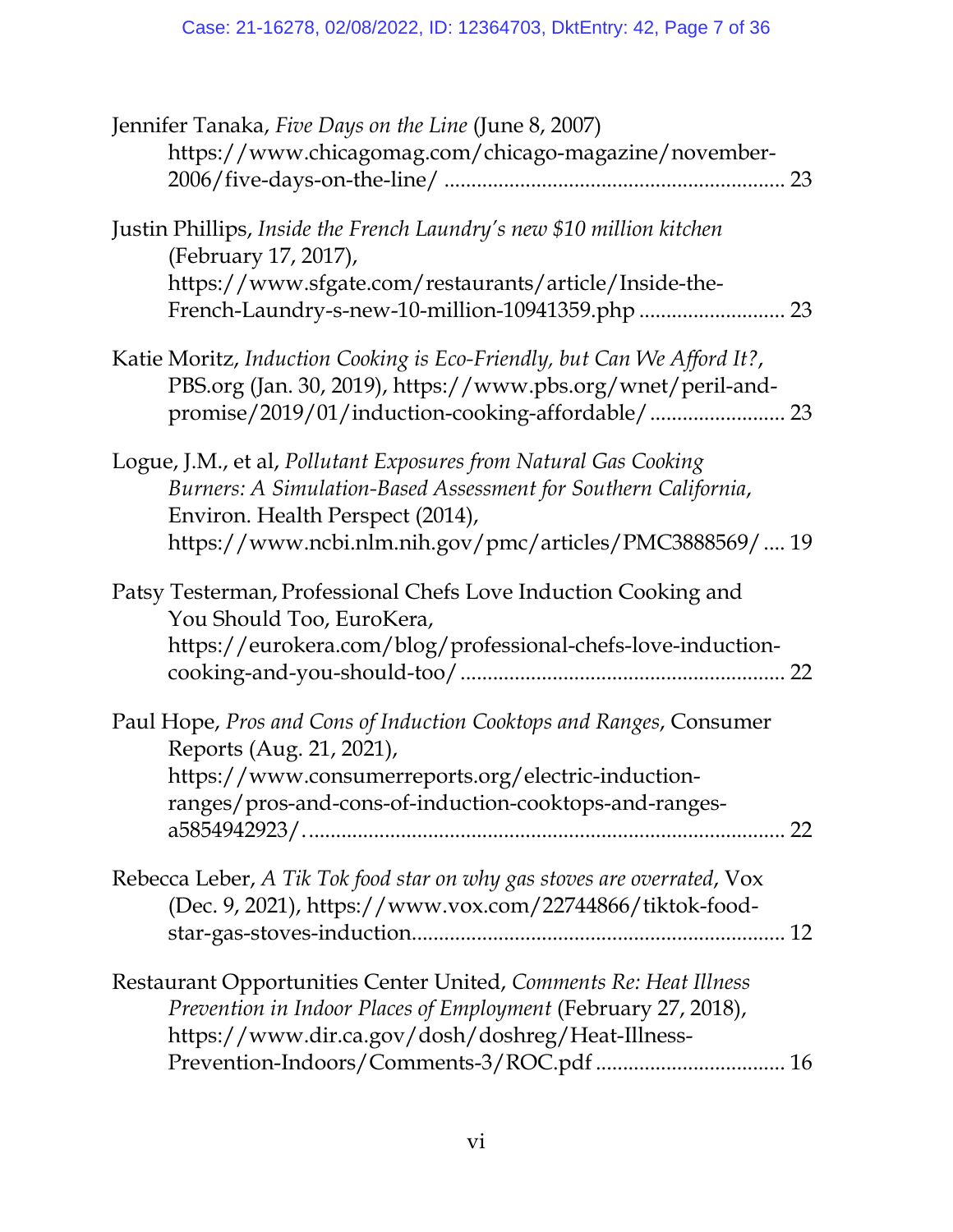Jennifer Tanaka, *Five Days on the Line* (June 8, 2007) https://www.chicagomag.com/chicago-magazine/november-2006/five-days-on-the-line/ .............................................................. 23

Justin Phillips, *Inside the French Laundry's new $10 million kitchen* (February 17, 2017), https://www.sfgate.com/restaurants/article/Inside-the-French-Laundry-s-new-10-million-10941359.php ........................... 23

Katie Moritz, *Induction Cooking is Eco-Friendly, but Can We Afford It?*, PBS.org (Jan. 30, 2019), https://www.pbs.org/wnet/peril-and-promise/2019/01/induction-cooking-affordable/ ......................... 23

Logue, J.M., et al, *Pollutant Exposures from Natural Gas Cooking Burners: A Simulation-Based Assessment for Southern California*, Environ. Health Perspect (2014), https://www.ncbi.nlm.nih.gov/pmc/articles/PMC3888569/ .... 19

Patsy Testerman, Professional Chefs Love Induction Cooking and You Should Too, EuroKera, https://eurokera.com/blog/professional-chefs-love-induction-cooking-and-you-should-too/ ........................................................... 22

Paul Hope, *Pros and Cons of Induction Cooktops and Ranges*, Consumer Reports (Aug. 21, 2021), https://www.consumerreports.org/electric-induction-ranges/pros-and-cons-of-induction-cooktops-and-ranges-a5854942923/. ........................................................................................ 22

Rebecca Leber, *A Tik Tok food star on why gas stoves are overrated*, Vox (Dec. 9, 2021), https://www.vox.com/22744866/tiktok-food-star-gas-stoves-induction.................................................................... 12

Restaurant Opportunities Center United, *Comments Re: Heat Illness Prevention in Indoor Places of Employment* (February 27, 2018), https://www.dir.ca.gov/dosh/doshreg/Heat-Illness-Prevention-Indoors/Comments-3/ROC.pdf .................................. 16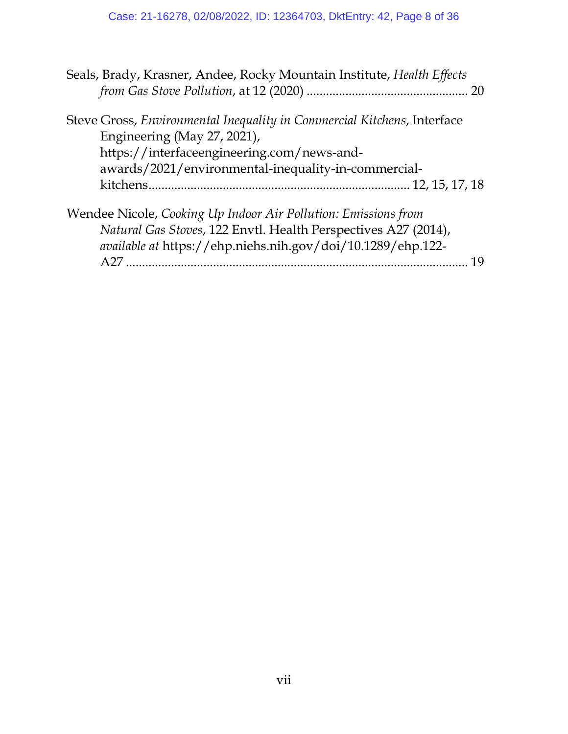Seals, Brady, Krasner, Andee, Rocky Mountain Institute, *Health Effects from Gas Stove Pollution*, at 12 (2020) ................................................ 20

Steve Gross, *Environmental Inequality in Commercial Kitchens*, Interface Engineering (May 27, 2021), https://interfaceengineering.com/news-and-awards/2021/environmental-inequality-in-commercial-kitchens............................................................................ 12, 15, 17, 18

Wendee Nicole, *Cooking Up Indoor Air Pollution: Emissions from Natural Gas Stoves*, 122 Envtl. Health Perspectives A27 (2014), *available at* https://ehp.niehs.nih.gov/doi/10.1289/ehp.122-A27 ........................................................................................ 19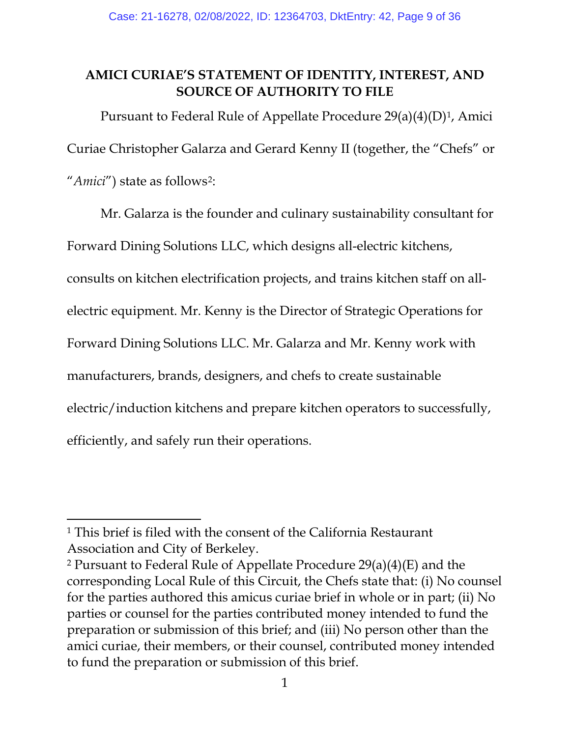**AMICI CURIAE'S STATEMENT OF IDENTITY, INTEREST, AND SOURCE OF AUTHORITY TO FILE**

Pursuant to Federal Rule of Appellate Procedure 29(a)(4)(D)[1], Amici Curiae Christopher Galarza and Gerard Kenny II (together, the "Chefs" or "*Amici*") state as follows[2]:

Mr. Galarza is the founder and culinary sustainability consultant for Forward Dining Solutions LLC, which designs all-electric kitchens, consults on kitchen electrification projects, and trains kitchen staff on all-electric equipment. Mr. Kenny is the Director of Strategic Operations for Forward Dining Solutions LLC. Mr. Galarza and Mr. Kenny work with manufacturers, brands, designers, and chefs to create sustainable electric/induction kitchens and prepare kitchen operators to successfully, efficiently, and safely run their operations.

---

[1] This brief is filed with the consent of the California Restaurant Association and City of Berkeley.

[2] Pursuant to Federal Rule of Appellate Procedure 29(a)(4)(E) and the corresponding Local Rule of this Circuit, the Chefs state that: (i) No counsel for the parties authored this amicus curiae brief in whole or in part; (ii) No parties or counsel for the parties contributed money intended to fund the preparation or submission of this brief; and (iii) No person other than the amici curiae, their members, or their counsel, contributed money intended to fund the preparation or submission of this brief.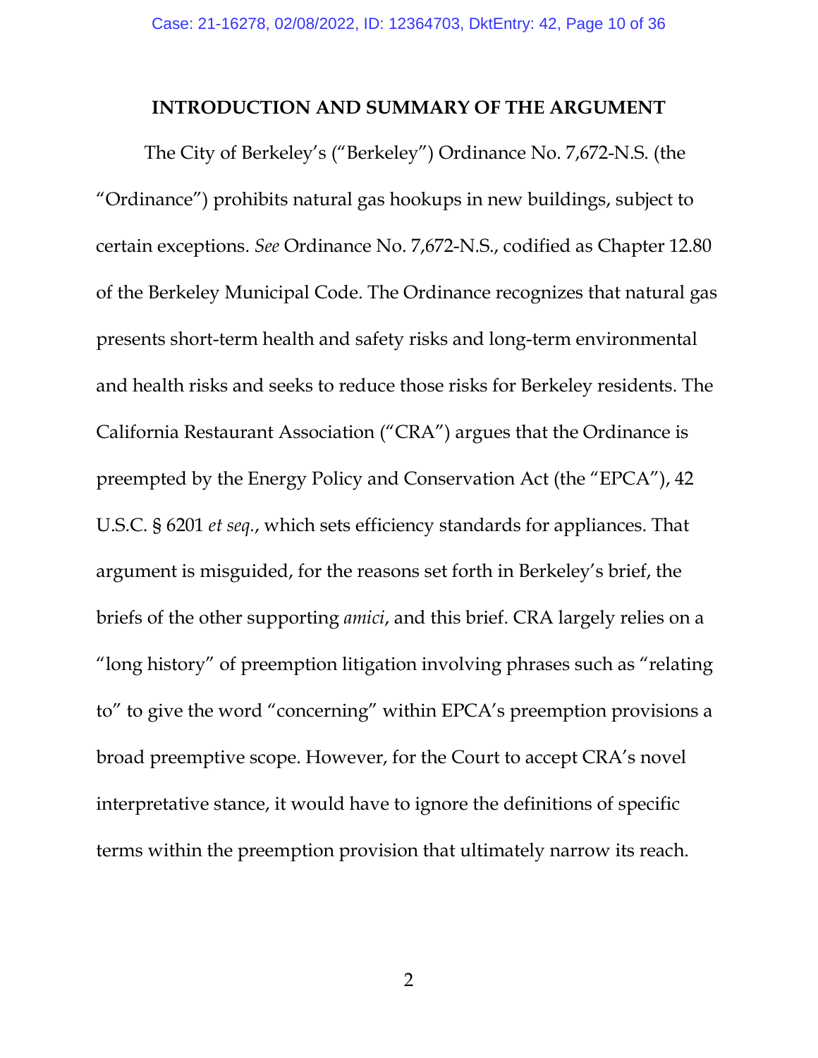## INTRODUCTION AND SUMMARY OF THE ARGUMENT

The City of Berkeley's ("Berkeley") Ordinance No. 7,672-N.S. (the "Ordinance") prohibits natural gas hookups in new buildings, subject to certain exceptions. *See* Ordinance No. 7,672-N.S., codified as Chapter 12.80 of the Berkeley Municipal Code. The Ordinance recognizes that natural gas presents short-term health and safety risks and long-term environmental and health risks and seeks to reduce those risks for Berkeley residents. The California Restaurant Association ("CRA") argues that the Ordinance is preempted by the Energy Policy and Conservation Act (the "EPCA"), 42 U.S.C. § 6201 *et seq.*, which sets efficiency standards for appliances. That argument is misguided, for the reasons set forth in Berkeley's brief, the briefs of the other supporting *amici*, and this brief. CRA largely relies on a "long history" of preemption litigation involving phrases such as "relating to" to give the word "concerning" within EPCA's preemption provisions a broad preemptive scope. However, for the Court to accept CRA's novel interpretative stance, it would have to ignore the definitions of specific terms within the preemption provision that ultimately narrow its reach.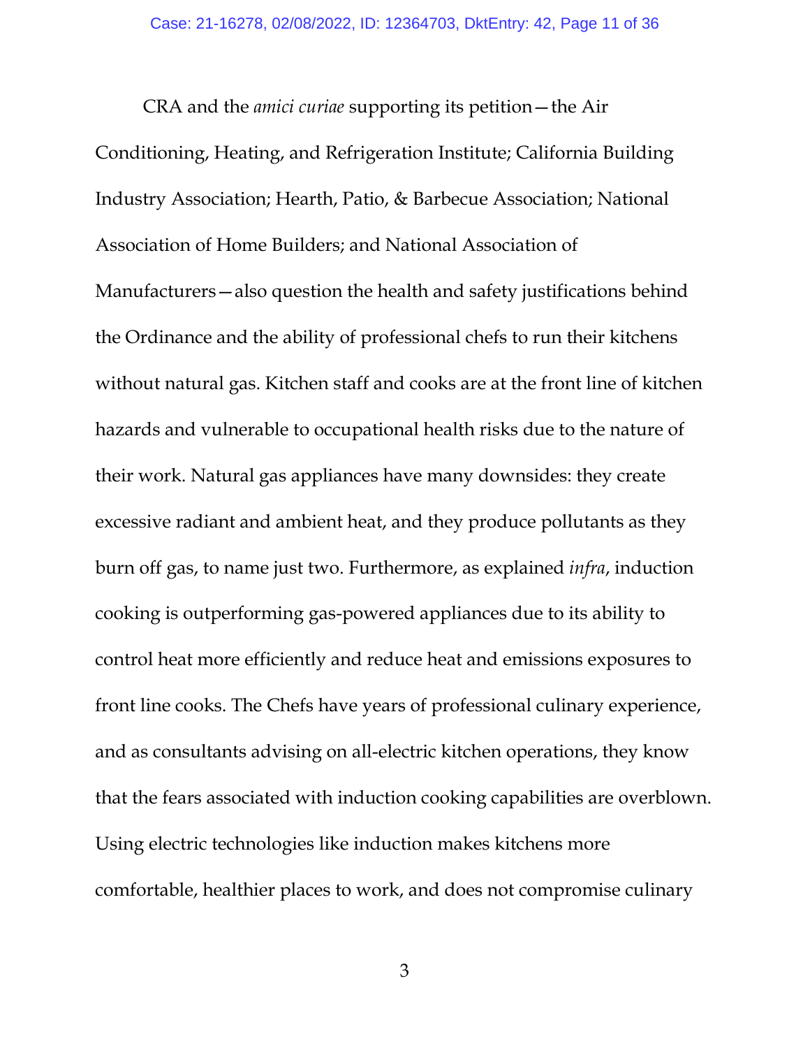CRA and the *amici curiae* supporting its petition—the Air Conditioning, Heating, and Refrigeration Institute; California Building Industry Association; Hearth, Patio, & Barbecue Association; National Association of Home Builders; and National Association of Manufacturers—also question the health and safety justifications behind the Ordinance and the ability of professional chefs to run their kitchens without natural gas. Kitchen staff and cooks are at the front line of kitchen hazards and vulnerable to occupational health risks due to the nature of their work. Natural gas appliances have many downsides: they create excessive radiant and ambient heat, and they produce pollutants as they burn off gas, to name just two. Furthermore, as explained *infra*, induction cooking is outperforming gas-powered appliances due to its ability to control heat more efficiently and reduce heat and emissions exposures to front line cooks. The Chefs have years of professional culinary experience, and as consultants advising on all-electric kitchen operations, they know that the fears associated with induction cooking capabilities are overblown. Using electric technologies like induction makes kitchens more comfortable, healthier places to work, and does not compromise culinary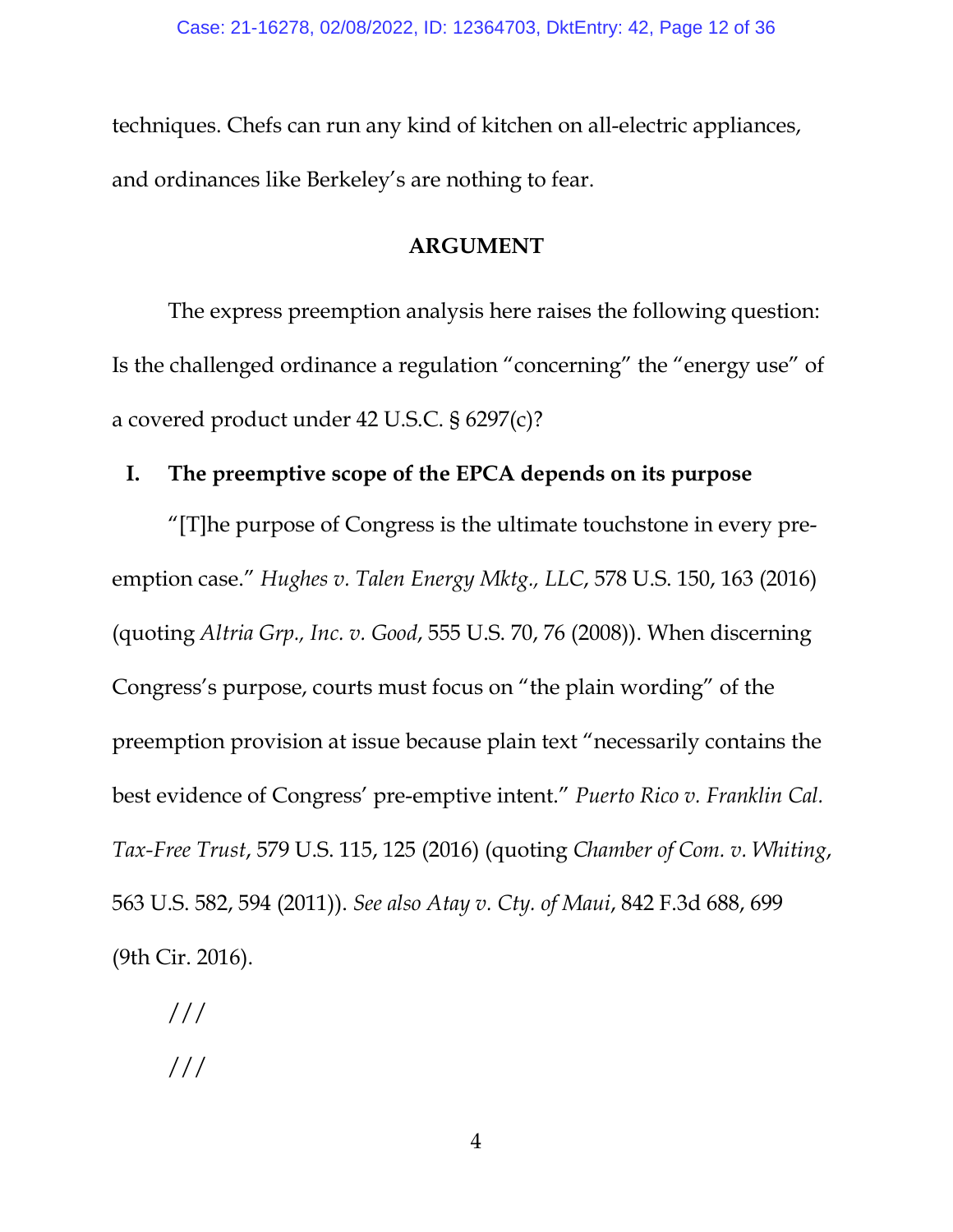techniques. Chefs can run any kind of kitchen on all-electric appliances, and ordinances like Berkeley's are nothing to fear.

## ARGUMENT

The express preemption analysis here raises the following question: Is the challenged ordinance a regulation "concerning" the "energy use" of a covered product under 42 U.S.C. § 6297(c)?

### I. The preemptive scope of the EPCA depends on its purpose

"[T]he purpose of Congress is the ultimate touchstone in every pre-emption case." *Hughes v. Talen Energy Mktg., LLC*, 578 U.S. 150, 163 (2016) (quoting *Altria Grp., Inc. v. Good*, 555 U.S. 70, 76 (2008)). When discerning Congress's purpose, courts must focus on "the plain wording" of the preemption provision at issue because plain text "necessarily contains the best evidence of Congress' pre-emptive intent." *Puerto Rico v. Franklin Cal. Tax-Free Trust*, 579 U.S. 115, 125 (2016) (quoting *Chamber of Com. v. Whiting*, 563 U.S. 582, 594 (2011)). *See also Atay v. Cty. of Maui*, 842 F.3d 688, 699 (9th Cir. 2016).

///

///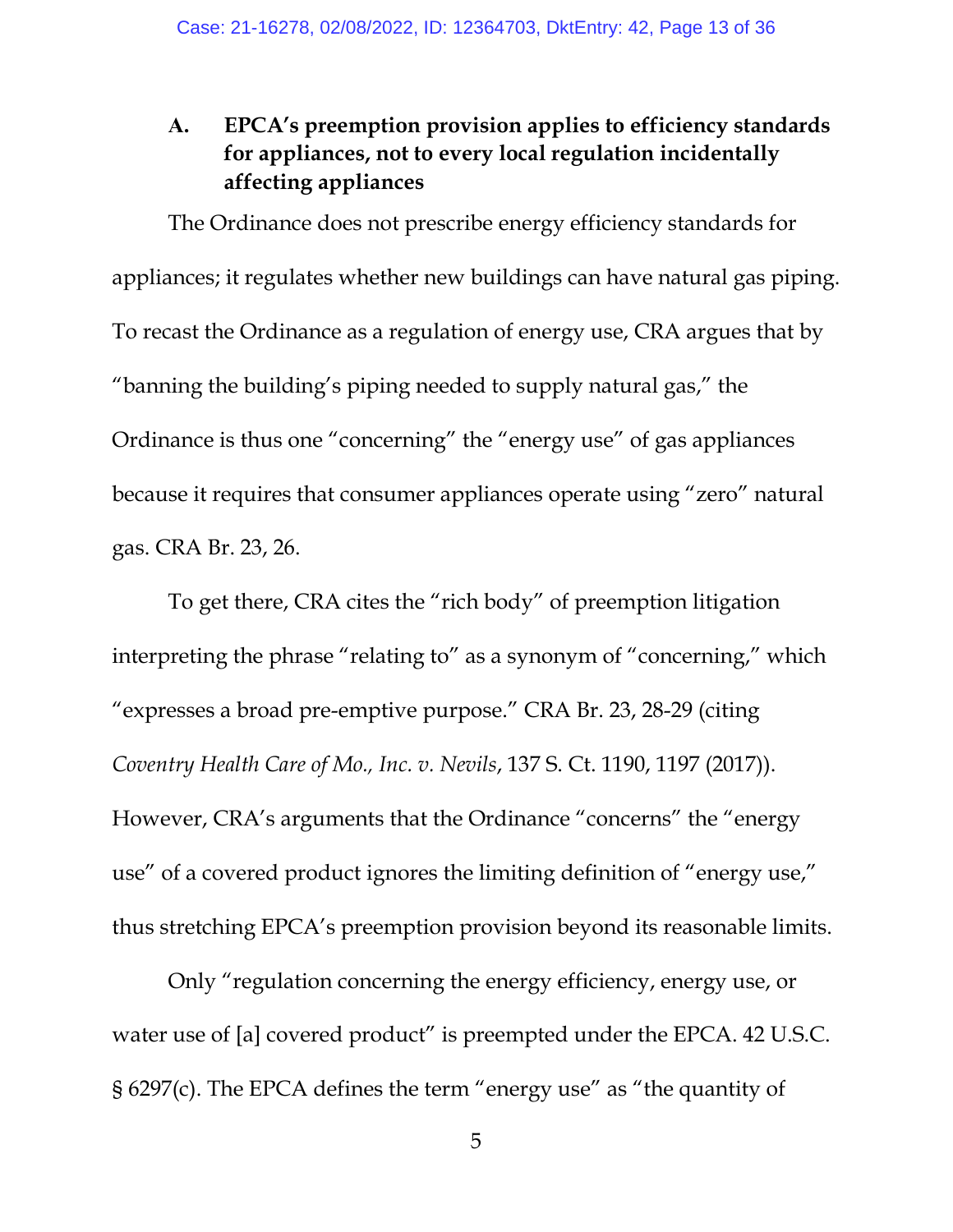### A. EPCA's preemption provision applies to efficiency standards for appliances, not to every local regulation incidentally affecting appliances

The Ordinance does not prescribe energy efficiency standards for appliances; it regulates whether new buildings can have natural gas piping. To recast the Ordinance as a regulation of energy use, CRA argues that by "banning the building's piping needed to supply natural gas," the Ordinance is thus one "concerning" the "energy use" of gas appliances because it requires that consumer appliances operate using "zero" natural gas. CRA Br. 23, 26.

To get there, CRA cites the "rich body" of preemption litigation interpreting the phrase "relating to" as a synonym of "concerning," which "expresses a broad pre-emptive purpose." CRA Br. 23, 28-29 (citing *Coventry Health Care of Mo., Inc. v. Nevils*, 137 S. Ct. 1190, 1197 (2017)). However, CRA's arguments that the Ordinance "concerns" the "energy use" of a covered product ignores the limiting definition of "energy use," thus stretching EPCA's preemption provision beyond its reasonable limits.

Only "regulation concerning the energy efficiency, energy use, or water use of [a] covered product" is preempted under the EPCA. 42 U.S.C. § 6297(c). The EPCA defines the term "energy use" as "the quantity of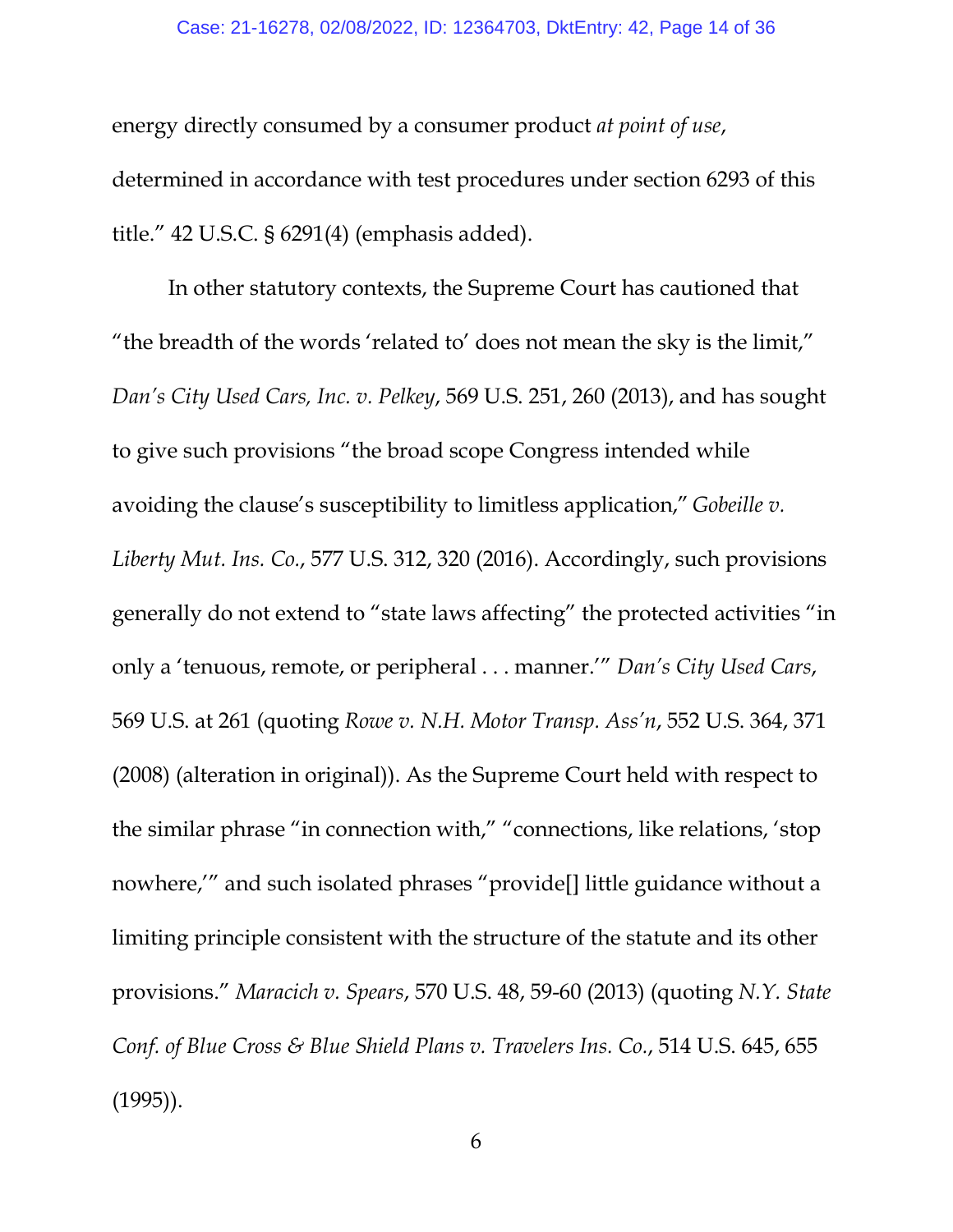energy directly consumed by a consumer product *at point of use*, determined in accordance with test procedures under section 6293 of this title." 42 U.S.C. § 6291(4) (emphasis added).

In other statutory contexts, the Supreme Court has cautioned that "the breadth of the words 'related to' does not mean the sky is the limit," *Dan's City Used Cars, Inc. v. Pelkey*, 569 U.S. 251, 260 (2013), and has sought to give such provisions "the broad scope Congress intended while avoiding the clause's susceptibility to limitless application," *Gobeille v. Liberty Mut. Ins. Co.*, 577 U.S. 312, 320 (2016). Accordingly, such provisions generally do not extend to "state laws affecting" the protected activities "in only a 'tenuous, remote, or peripheral . . . manner.'" *Dan's City Used Cars*, 569 U.S. at 261 (quoting *Rowe v. N.H. Motor Transp. Ass'n*, 552 U.S. 364, 371 (2008) (alteration in original)). As the Supreme Court held with respect to the similar phrase "in connection with," "connections, like relations, 'stop nowhere,'" and such isolated phrases "provide[] little guidance without a limiting principle consistent with the structure of the statute and its other provisions." *Maracich v. Spears*, 570 U.S. 48, 59-60 (2013) (quoting *N.Y. State Conf. of Blue Cross & Blue Shield Plans v. Travelers Ins. Co.*, 514 U.S. 645, 655 (1995)).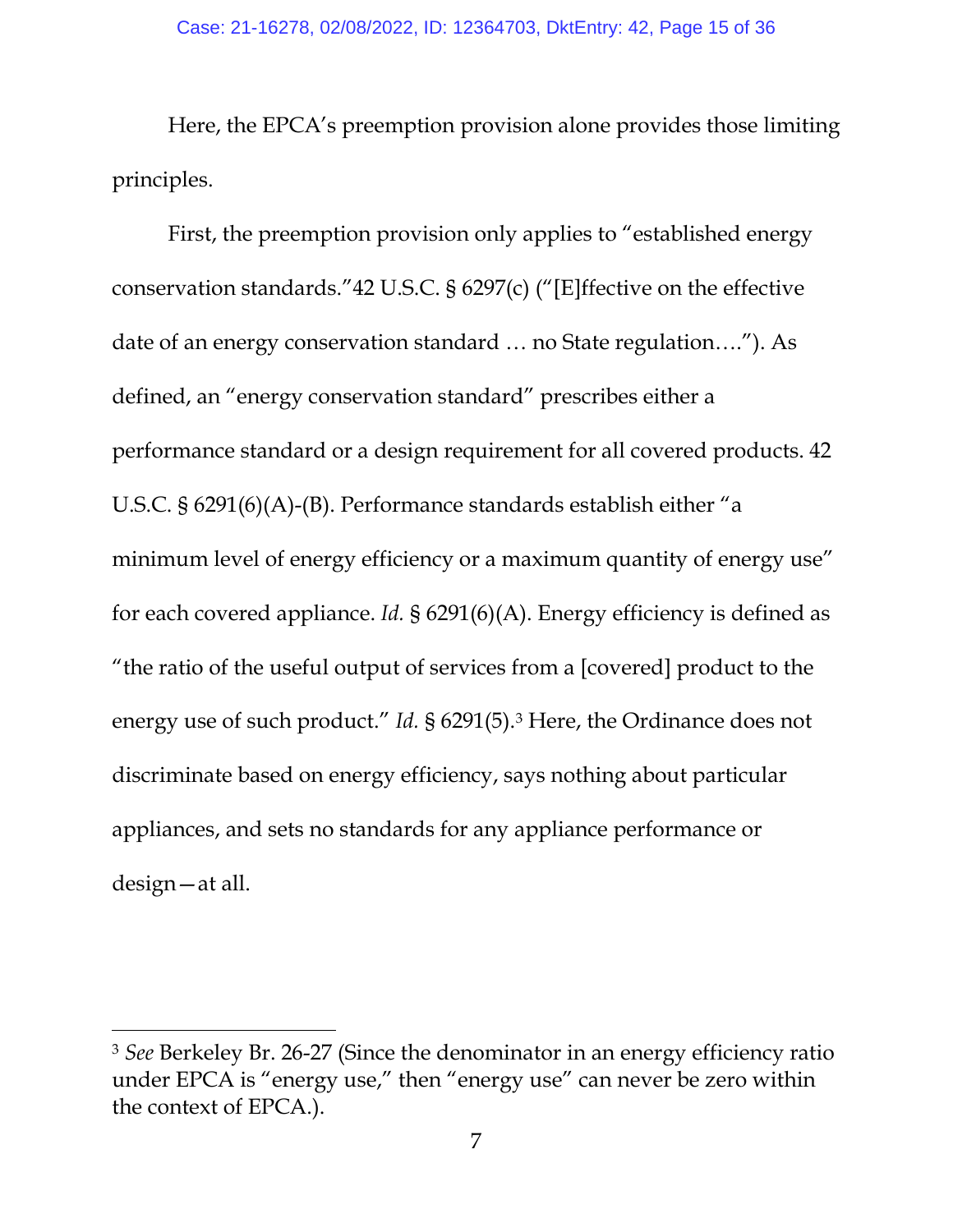Here, the EPCA's preemption provision alone provides those limiting principles.

First, the preemption provision only applies to "established energy conservation standards."42 U.S.C. § 6297(c) ("[E]ffective on the effective date of an energy conservation standard … no State regulation…."). As defined, an "energy conservation standard" prescribes either a performance standard or a design requirement for all covered products. 42 U.S.C. § 6291(6)(A)-(B). Performance standards establish either "a minimum level of energy efficiency or a maximum quantity of energy use" for each covered appliance. *Id.* § 6291(6)(A). Energy efficiency is defined as "the ratio of the useful output of services from a [covered] product to the energy use of such product." *Id.* § 6291(5).[3] Here, the Ordinance does not discriminate based on energy efficiency, says nothing about particular appliances, and sets no standards for any appliance performance or design—at all.

---

[3] *See* Berkeley Br. 26-27 (Since the denominator in an energy efficiency ratio under EPCA is "energy use," then "energy use" can never be zero within the context of EPCA.).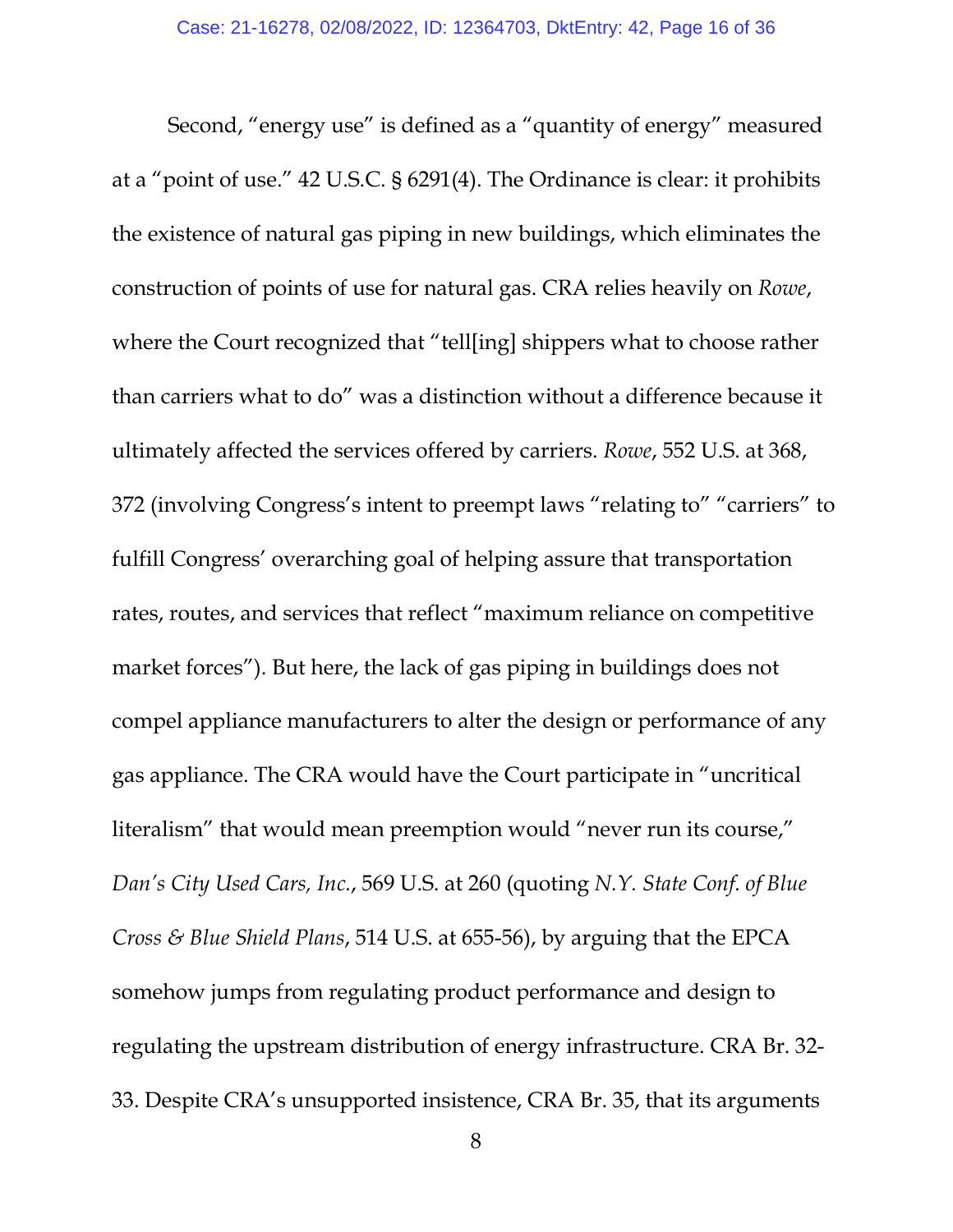Second, "energy use" is defined as a "quantity of energy" measured at a "point of use." 42 U.S.C. § 6291(4). The Ordinance is clear: it prohibits the existence of natural gas piping in new buildings, which eliminates the construction of points of use for natural gas. CRA relies heavily on *Rowe*, where the Court recognized that "tell[ing] shippers what to choose rather than carriers what to do" was a distinction without a difference because it ultimately affected the services offered by carriers. *Rowe*, 552 U.S. at 368, 372 (involving Congress's intent to preempt laws "relating to" "carriers" to fulfill Congress' overarching goal of helping assure that transportation rates, routes, and services that reflect "maximum reliance on competitive market forces"). But here, the lack of gas piping in buildings does not compel appliance manufacturers to alter the design or performance of any gas appliance. The CRA would have the Court participate in "uncritical literalism" that would mean preemption would "never run its course," *Dan's City Used Cars, Inc.*, 569 U.S. at 260 (quoting *N.Y. State Conf. of Blue Cross & Blue Shield Plans*, 514 U.S. at 655-56), by arguing that the EPCA somehow jumps from regulating product performance and design to regulating the upstream distribution of energy infrastructure. CRA Br. 32-33. Despite CRA's unsupported insistence, CRA Br. 35, that its arguments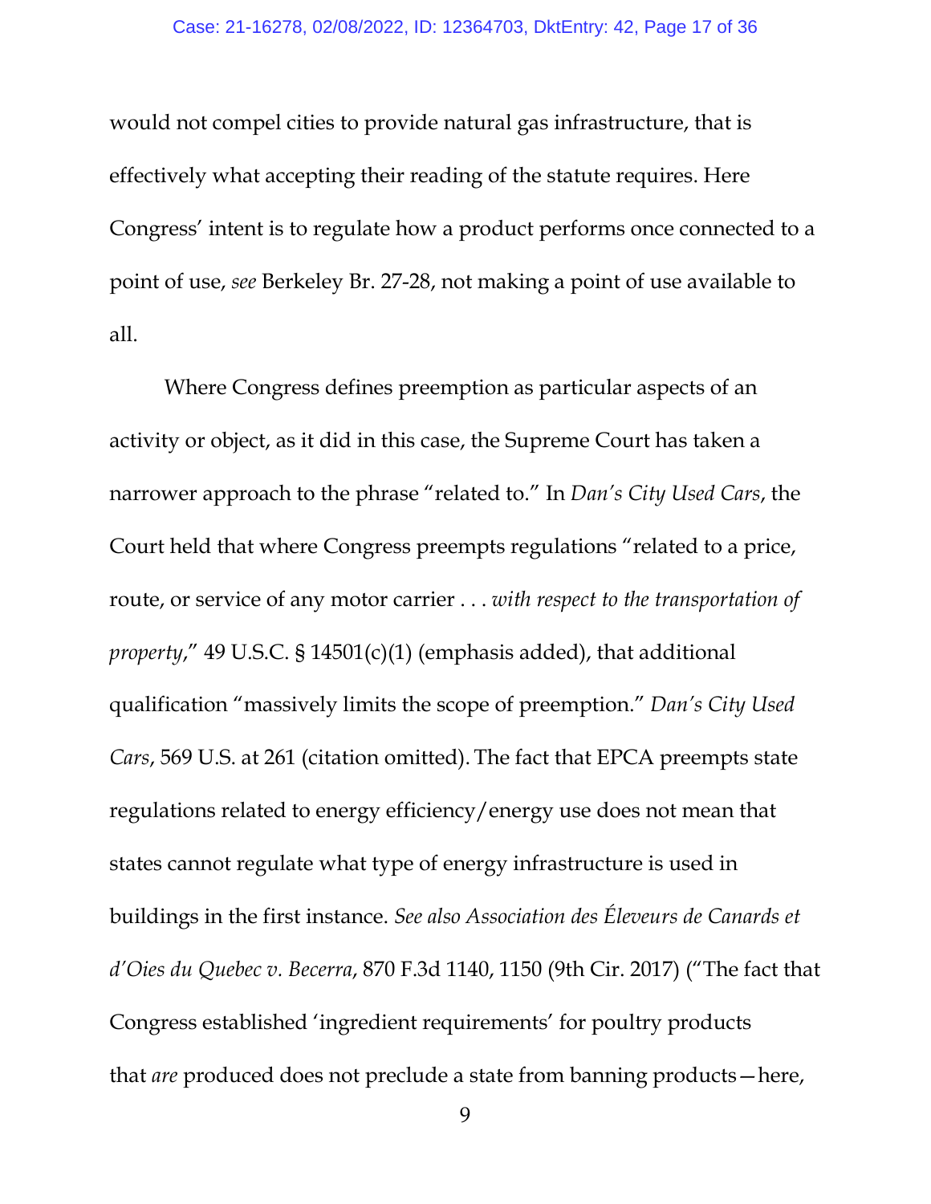would not compel cities to provide natural gas infrastructure, that is effectively what accepting their reading of the statute requires. Here Congress' intent is to regulate how a product performs once connected to a point of use, *see* Berkeley Br. 27-28, not making a point of use available to all.

Where Congress defines preemption as particular aspects of an activity or object, as it did in this case, the Supreme Court has taken a narrower approach to the phrase "related to." In *Dan's City Used Cars*, the Court held that where Congress preempts regulations "related to a price, route, or service of any motor carrier . . . *with respect to the transportation of property*," 49 U.S.C. § 14501(c)(1) (emphasis added), that additional qualification "massively limits the scope of preemption." *Dan's City Used Cars*, 569 U.S. at 261 (citation omitted). The fact that EPCA preempts state regulations related to energy efficiency/energy use does not mean that states cannot regulate what type of energy infrastructure is used in buildings in the first instance. *See also Association des Éleveurs de Canards et d'Oies du Quebec v. Becerra*, 870 F.3d 1140, 1150 (9th Cir. 2017) ("The fact that Congress established 'ingredient requirements' for poultry products that *are* produced does not preclude a state from banning products—here,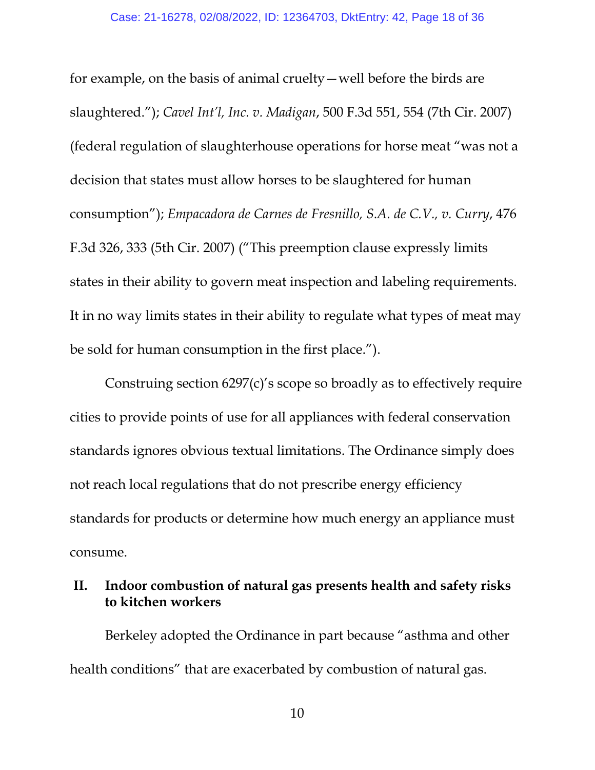for example, on the basis of animal cruelty—well before the birds are slaughtered."); *Cavel Int'l, Inc. v. Madigan*, 500 F.3d 551, 554 (7th Cir. 2007) (federal regulation of slaughterhouse operations for horse meat "was not a decision that states must allow horses to be slaughtered for human consumption"); *Empacadora de Carnes de Fresnillo, S.A. de C.V., v. Curry*, 476 F.3d 326, 333 (5th Cir. 2007) ("This preemption clause expressly limits states in their ability to govern meat inspection and labeling requirements. It in no way limits states in their ability to regulate what types of meat may be sold for human consumption in the first place.").

Construing section 6297(c)'s scope so broadly as to effectively require cities to provide points of use for all appliances with federal conservation standards ignores obvious textual limitations. The Ordinance simply does not reach local regulations that do not prescribe energy efficiency standards for products or determine how much energy an appliance must consume.

## II. Indoor combustion of natural gas presents health and safety risks to kitchen workers

Berkeley adopted the Ordinance in part because "asthma and other health conditions" that are exacerbated by combustion of natural gas.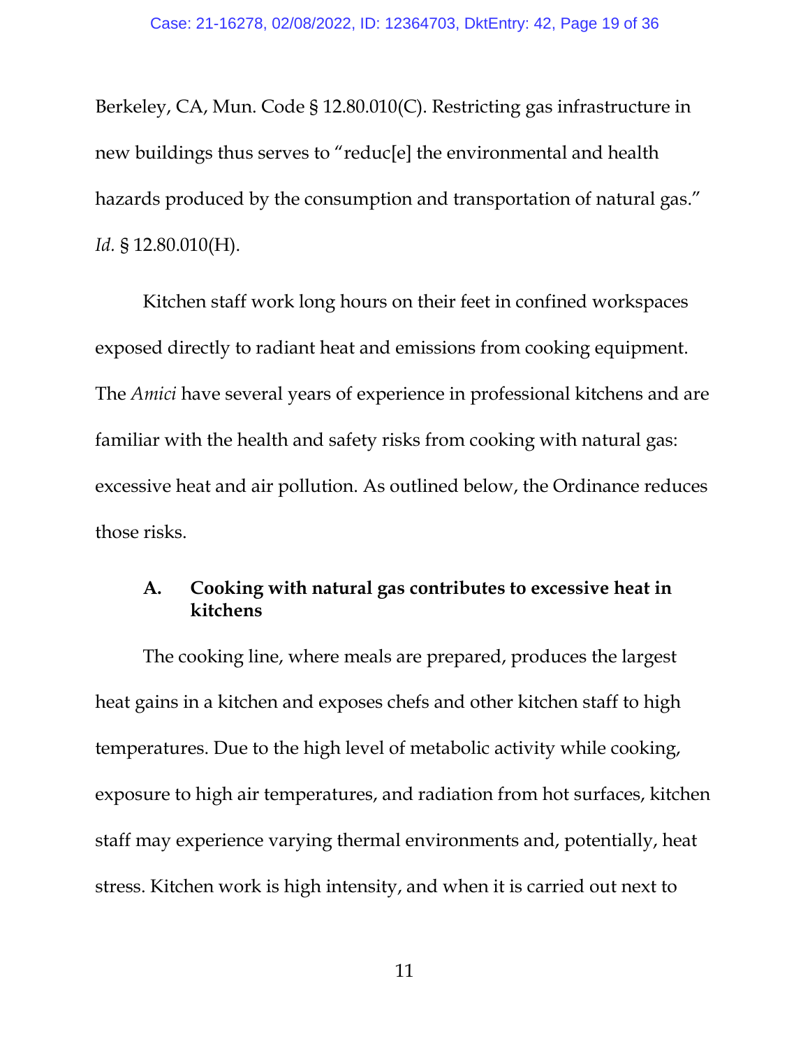Berkeley, CA, Mun. Code § 12.80.010(C). Restricting gas infrastructure in new buildings thus serves to "reduc[e] the environmental and health hazards produced by the consumption and transportation of natural gas." *Id.* § 12.80.010(H).

Kitchen staff work long hours on their feet in confined workspaces exposed directly to radiant heat and emissions from cooking equipment. The *Amici* have several years of experience in professional kitchens and are familiar with the health and safety risks from cooking with natural gas: excessive heat and air pollution. As outlined below, the Ordinance reduces those risks.

### A. Cooking with natural gas contributes to excessive heat in kitchens

The cooking line, where meals are prepared, produces the largest heat gains in a kitchen and exposes chefs and other kitchen staff to high temperatures. Due to the high level of metabolic activity while cooking, exposure to high air temperatures, and radiation from hot surfaces, kitchen staff may experience varying thermal environments and, potentially, heat stress. Kitchen work is high intensity, and when it is carried out next to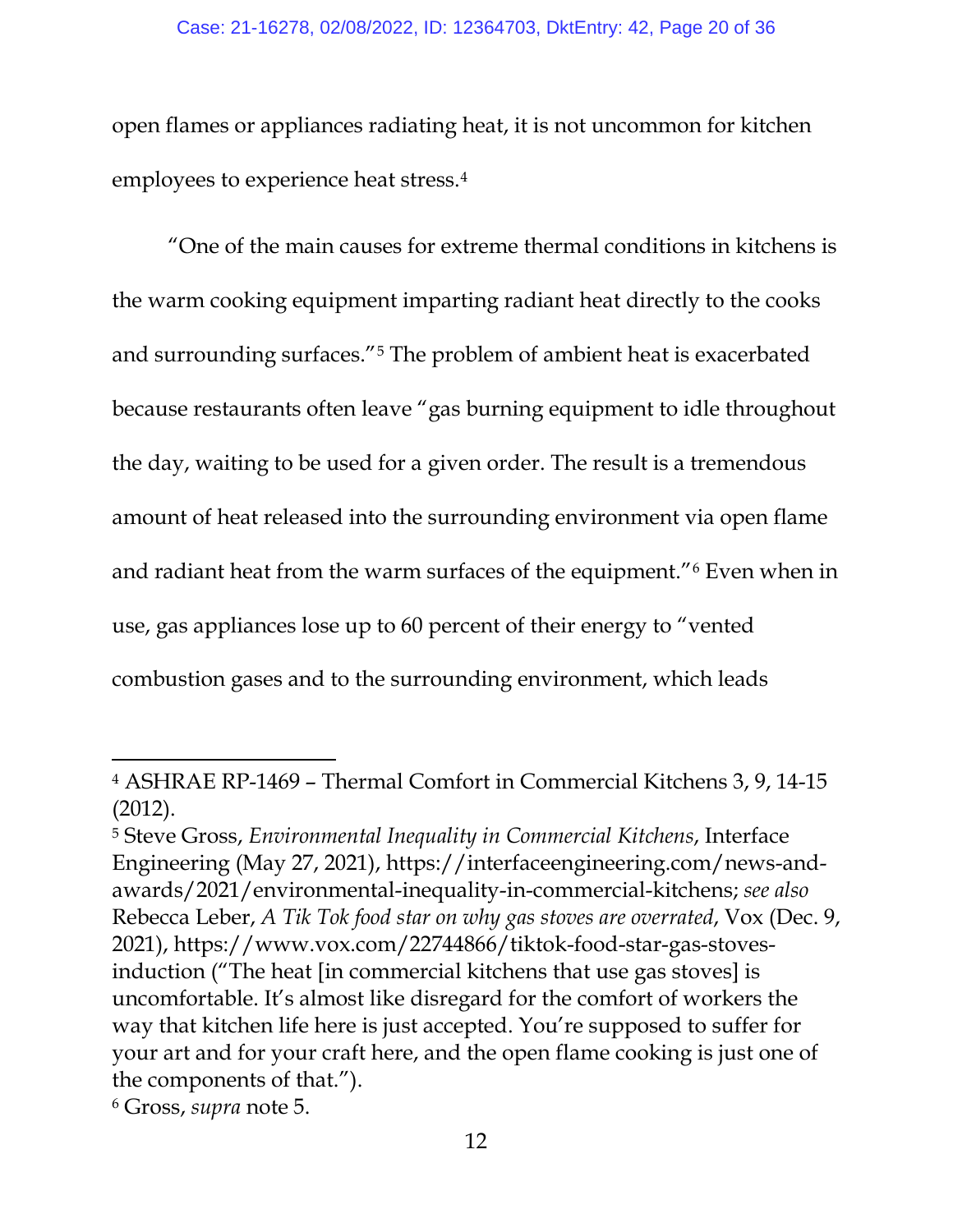open flames or appliances radiating heat, it is not uncommon for kitchen employees to experience heat stress.[4]

"One of the main causes for extreme thermal conditions in kitchens is the warm cooking equipment imparting radiant heat directly to the cooks and surrounding surfaces."[5] The problem of ambient heat is exacerbated because restaurants often leave "gas burning equipment to idle throughout the day, waiting to be used for a given order. The result is a tremendous amount of heat released into the surrounding environment via open flame and radiant heat from the warm surfaces of the equipment."[6] Even when in use, gas appliances lose up to 60 percent of their energy to "vented combustion gases and to the surrounding environment, which leads

---

[4] ASHRAE RP-1469 – Thermal Comfort in Commercial Kitchens 3, 9, 14-15 (2012).

[5] Steve Gross, *Environmental Inequality in Commercial Kitchens*, Interface Engineering (May 27, 2021), https://interfaceengineering.com/news-and-awards/2021/environmental-inequality-in-commercial-kitchens; *see also* Rebecca Leber, *A Tik Tok food star on why gas stoves are overrated*, Vox (Dec. 9, 2021), https://www.vox.com/22744866/tiktok-food-star-gas-stoves-induction ("The heat [in commercial kitchens that use gas stoves] is uncomfortable. It's almost like disregard for the comfort of workers the way that kitchen life here is just accepted. You're supposed to suffer for your art and for your craft here, and the open flame cooking is just one of the components of that.").

[6] Gross, *supra* note 5.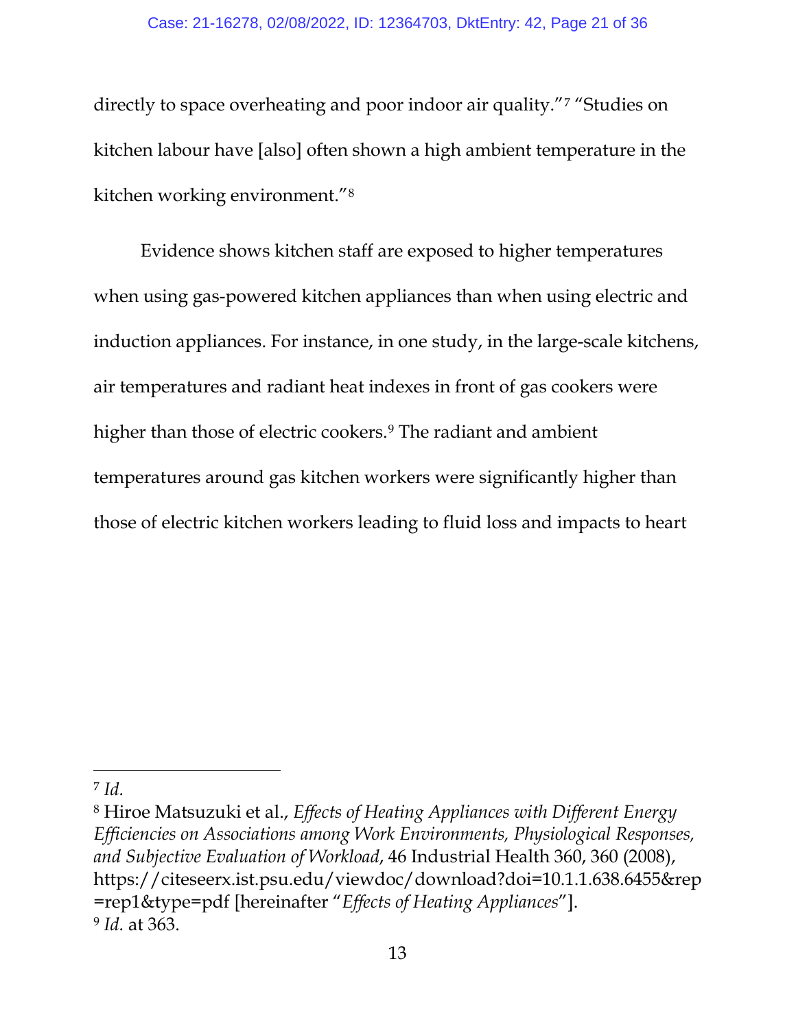directly to space overheating and poor indoor air quality."[7] "Studies on kitchen labour have [also] often shown a high ambient temperature in the kitchen working environment."[8]

Evidence shows kitchen staff are exposed to higher temperatures when using gas-powered kitchen appliances than when using electric and induction appliances. For instance, in one study, in the large-scale kitchens, air temperatures and radiant heat indexes in front of gas cookers were higher than those of electric cookers.[9] The radiant and ambient temperatures around gas kitchen workers were significantly higher than those of electric kitchen workers leading to fluid loss and impacts to heart

---

[7] *Id.*

[8] Hiroe Matsuzuki et al., *Effects of Heating Appliances with Different Energy Efficiencies on Associations among Work Environments, Physiological Responses, and Subjective Evaluation of Workload*, 46 Industrial Health 360, 360 (2008), https://citeseerx.ist.psu.edu/viewdoc/download?doi=10.1.1.638.6455&rep=rep1&type=pdf [hereinafter "*Effects of Heating Appliances*"].

[9] *Id.* at 363.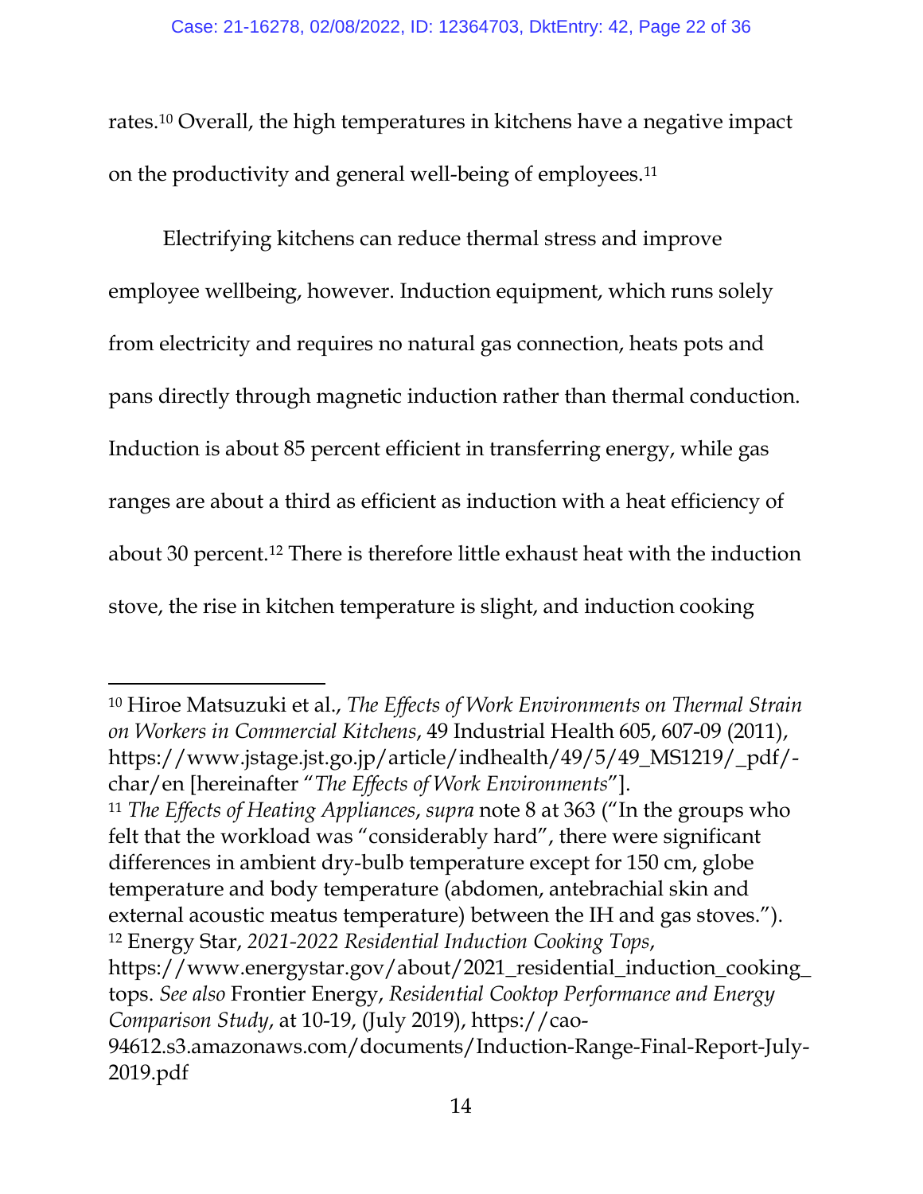rates.[10] Overall, the high temperatures in kitchens have a negative impact on the productivity and general well-being of employees.[11]

Electrifying kitchens can reduce thermal stress and improve employee wellbeing, however. Induction equipment, which runs solely from electricity and requires no natural gas connection, heats pots and pans directly through magnetic induction rather than thermal conduction. Induction is about 85 percent efficient in transferring energy, while gas ranges are about a third as efficient as induction with a heat efficiency of about 30 percent.[12] There is therefore little exhaust heat with the induction stove, the rise in kitchen temperature is slight, and induction cooking

---

[10] Hiroe Matsuzuki et al., *The Effects of Work Environments on Thermal Strain on Workers in Commercial Kitchens*, 49 Industrial Health 605, 607-09 (2011), https://www.jstage.jst.go.jp/article/indhealth/49/5/49_MS1219/_pdf/-char/en [hereinafter "*The Effects of Work Environments*"].

[11] *The Effects of Heating Appliances*, *supra* note 8 at 363 ("In the groups who felt that the workload was "considerably hard", there were significant differences in ambient dry-bulb temperature except for 150 cm, globe temperature and body temperature (abdomen, antebrachial skin and external acoustic meatus temperature) between the IH and gas stoves.").

[12] Energy Star, *2021-2022 Residential Induction Cooking Tops*, https://www.energystar.gov/about/2021_residential_induction_cooking_tops. *See also* Frontier Energy, *Residential Cooktop Performance and Energy Comparison Study*, at 10-19, (July 2019), https://cao-94612.s3.amazonaws.com/documents/Induction-Range-Final-Report-July-2019.pdf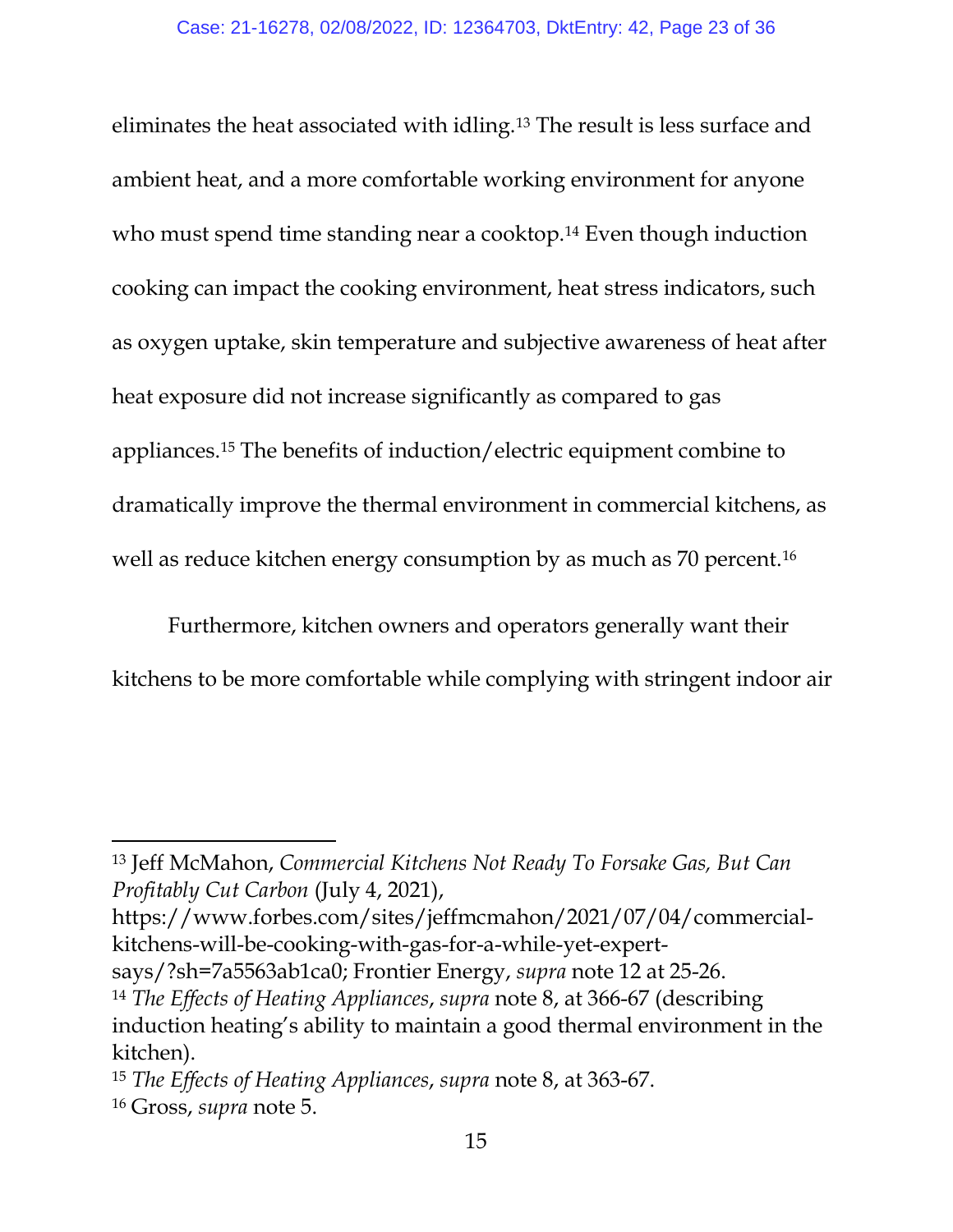eliminates the heat associated with idling.[13] The result is less surface and ambient heat, and a more comfortable working environment for anyone who must spend time standing near a cooktop.[14] Even though induction cooking can impact the cooking environment, heat stress indicators, such as oxygen uptake, skin temperature and subjective awareness of heat after heat exposure did not increase significantly as compared to gas appliances.[15] The benefits of induction/electric equipment combine to dramatically improve the thermal environment in commercial kitchens, as well as reduce kitchen energy consumption by as much as 70 percent.[16]

Furthermore, kitchen owners and operators generally want their kitchens to be more comfortable while complying with stringent indoor air

---

[13] Jeff McMahon, *Commercial Kitchens Not Ready To Forsake Gas, But Can Profitably Cut Carbon* (July 4, 2021), https://www.forbes.com/sites/jeffmcmahon/2021/07/04/commercial-kitchens-will-be-cooking-with-gas-for-a-while-yet-expert-says/?sh=7a5563ab1ca0; Frontier Energy, *supra* note 12 at 25-26.

[14] *The Effects of Heating Appliances*, *supra* note 8, at 366-67 (describing induction heating's ability to maintain a good thermal environment in the kitchen).

[15] *The Effects of Heating Appliances*, *supra* note 8, at 363-67.

[16] Gross, *supra* note 5.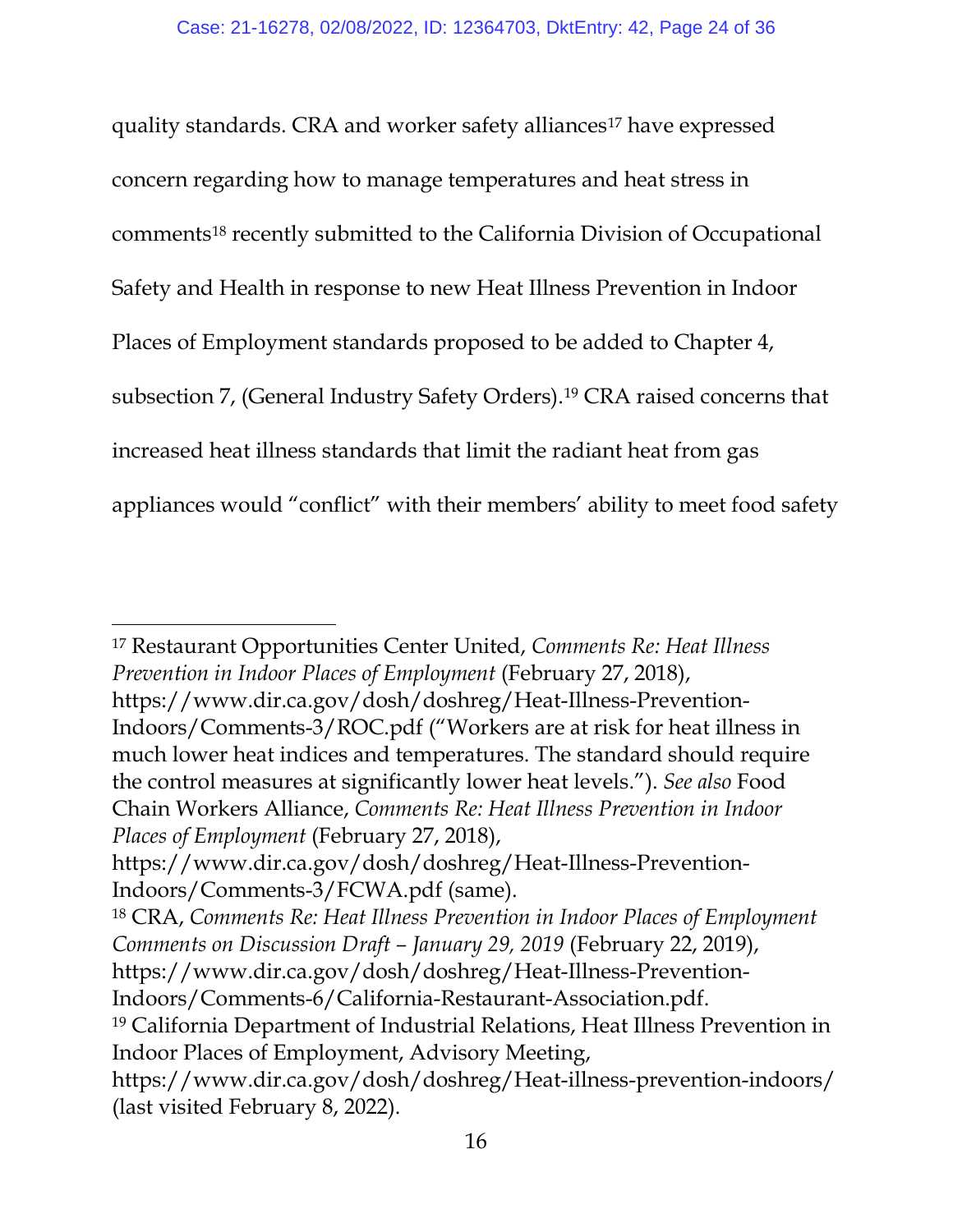quality standards. CRA and worker safety alliances[17] have expressed concern regarding how to manage temperatures and heat stress in comments[18] recently submitted to the California Division of Occupational Safety and Health in response to new Heat Illness Prevention in Indoor Places of Employment standards proposed to be added to Chapter 4, subsection 7, (General Industry Safety Orders).[19] CRA raised concerns that increased heat illness standards that limit the radiant heat from gas appliances would "conflict" with their members' ability to meet food safety

---

[17] Restaurant Opportunities Center United, *Comments Re: Heat Illness Prevention in Indoor Places of Employment* (February 27, 2018), https://www.dir.ca.gov/dosh/doshreg/Heat-Illness-Prevention-Indoors/Comments-3/ROC.pdf ("Workers are at risk for heat illness in much lower heat indices and temperatures. The standard should require the control measures at significantly lower heat levels."). *See also* Food Chain Workers Alliance, *Comments Re: Heat Illness Prevention in Indoor Places of Employment* (February 27, 2018), https://www.dir.ca.gov/dosh/doshreg/Heat-Illness-Prevention-Indoors/Comments-3/FCWA.pdf (same).

[18] CRA, *Comments Re: Heat Illness Prevention in Indoor Places of Employment Comments on Discussion Draft – January 29, 2019* (February 22, 2019), https://www.dir.ca.gov/dosh/doshreg/Heat-Illness-Prevention-Indoors/Comments-6/California-Restaurant-Association.pdf.

[19] California Department of Industrial Relations, Heat Illness Prevention in Indoor Places of Employment, Advisory Meeting, https://www.dir.ca.gov/dosh/doshreg/Heat-illness-prevention-indoors/ (last visited February 8, 2022).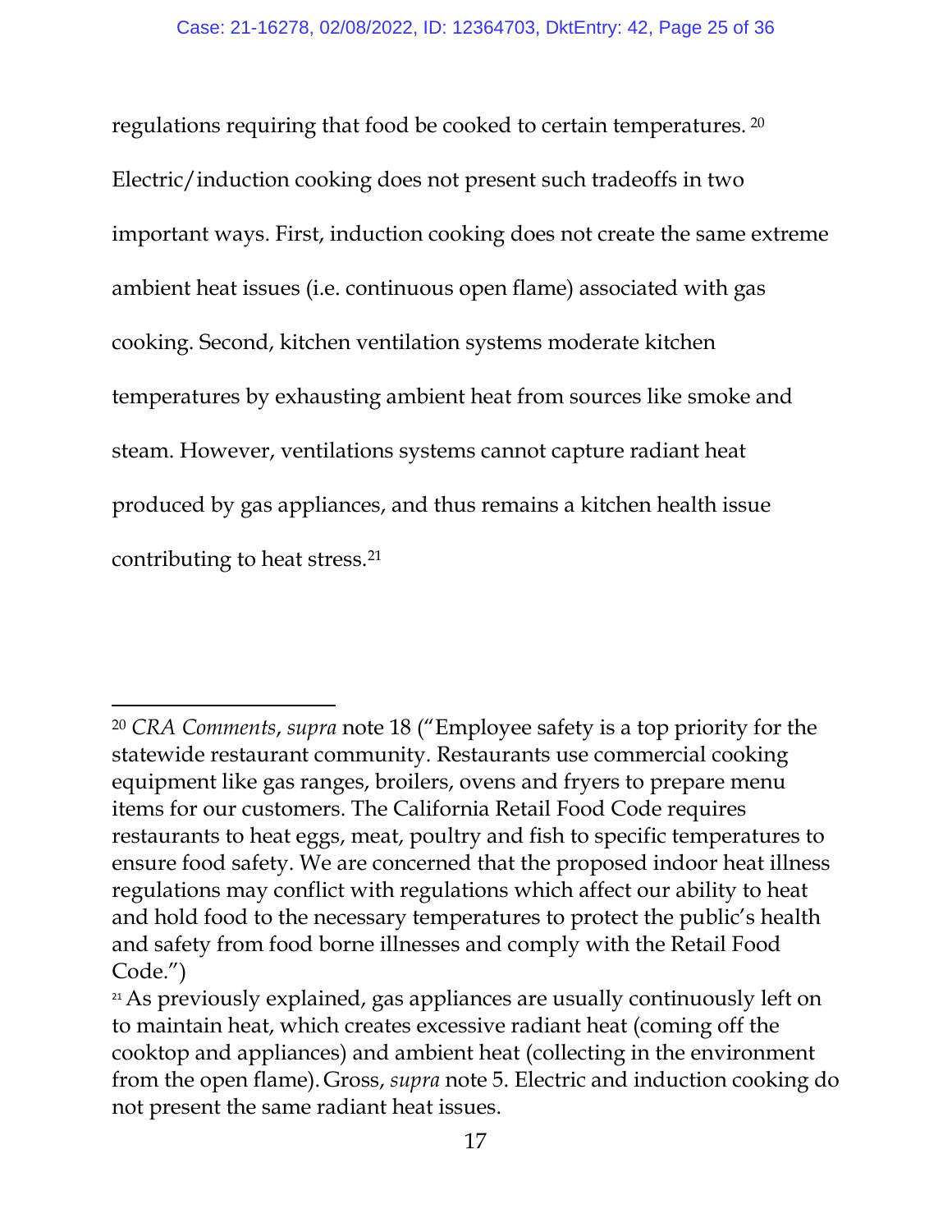regulations requiring that food be cooked to certain temperatures.[20] Electric/induction cooking does not present such tradeoffs in two important ways. First, induction cooking does not create the same extreme ambient heat issues (i.e. continuous open flame) associated with gas cooking. Second, kitchen ventilation systems moderate kitchen temperatures by exhausting ambient heat from sources like smoke and steam. However, ventilations systems cannot capture radiant heat produced by gas appliances, and thus remains a kitchen health issue contributing to heat stress.[21]

---

[20] *CRA Comments*, *supra* note 18 ("Employee safety is a top priority for the statewide restaurant community. Restaurants use commercial cooking equipment like gas ranges, broilers, ovens and fryers to prepare menu items for our customers. The California Retail Food Code requires restaurants to heat eggs, meat, poultry and fish to specific temperatures to ensure food safety. We are concerned that the proposed indoor heat illness regulations may conflict with regulations which affect our ability to heat and hold food to the necessary temperatures to protect the public's health and safety from food borne illnesses and comply with the Retail Food Code.")

[21] As previously explained, gas appliances are usually continuously left on to maintain heat, which creates excessive radiant heat (coming off the cooktop and appliances) and ambient heat (collecting in the environment from the open flame). Gross, *supra* note 5. Electric and induction cooking do not present the same radiant heat issues.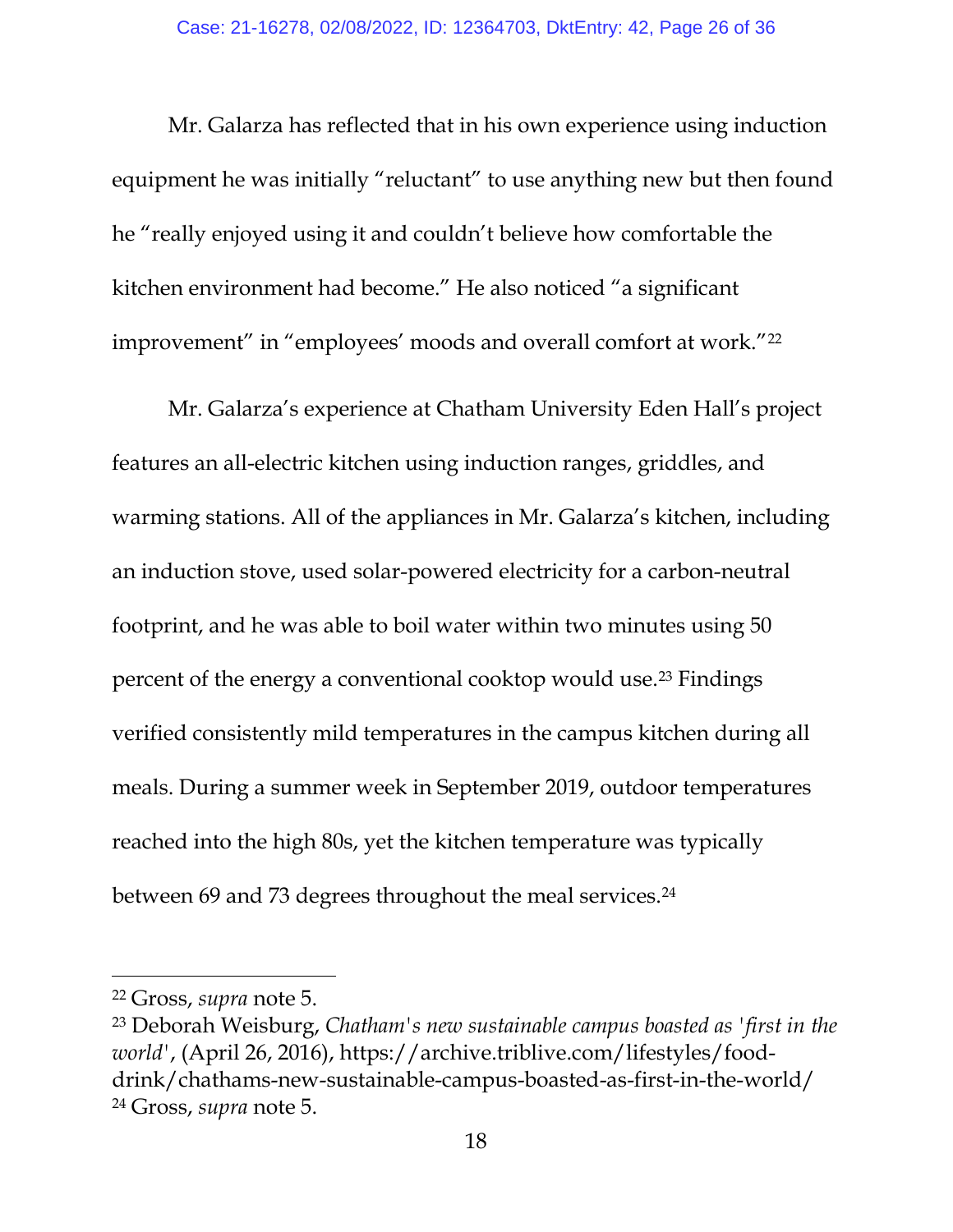Mr. Galarza has reflected that in his own experience using induction equipment he was initially "reluctant" to use anything new but then found he "really enjoyed using it and couldn't believe how comfortable the kitchen environment had become." He also noticed "a significant improvement" in "employees' moods and overall comfort at work."[22]

Mr. Galarza's experience at Chatham University Eden Hall's project features an all-electric kitchen using induction ranges, griddles, and warming stations. All of the appliances in Mr. Galarza's kitchen, including an induction stove, used solar-powered electricity for a carbon-neutral footprint, and he was able to boil water within two minutes using 50 percent of the energy a conventional cooktop would use.[23] Findings verified consistently mild temperatures in the campus kitchen during all meals. During a summer week in September 2019, outdoor temperatures reached into the high 80s, yet the kitchen temperature was typically between 69 and 73 degrees throughout the meal services.[24]

---

[22] Gross, *supra* note 5.

[23] Deborah Weisburg, *Chatham's new sustainable campus boasted as 'first in the world'*, (April 26, 2016), https://archive.triblive.com/lifestyles/food-drink/chathams-new-sustainable-campus-boasted-as-first-in-the-world/

[24] Gross, *supra* note 5.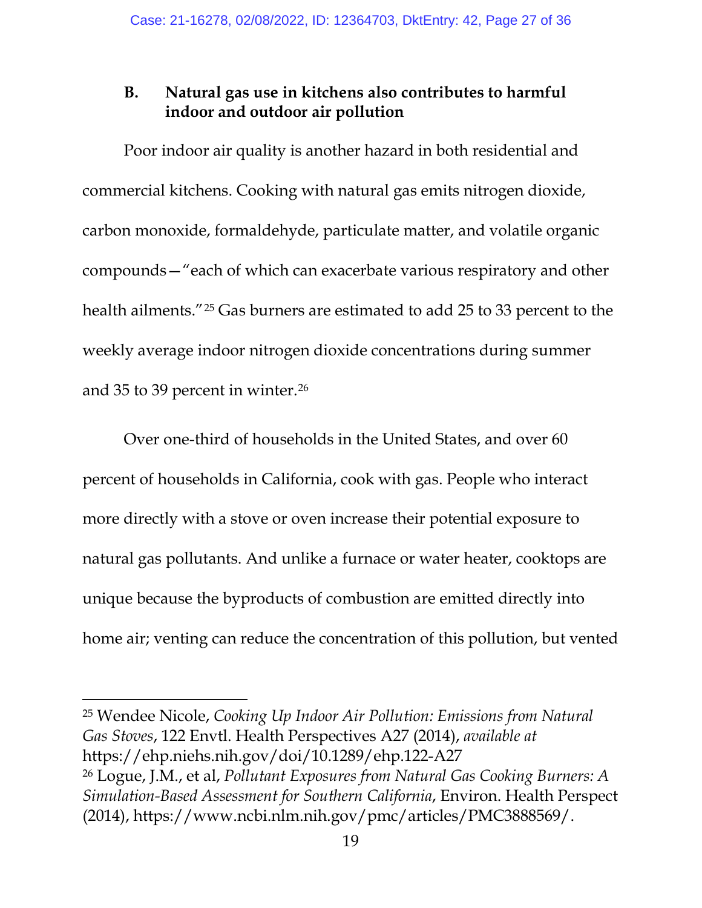### B. Natural gas use in kitchens also contributes to harmful indoor and outdoor air pollution

Poor indoor air quality is another hazard in both residential and commercial kitchens. Cooking with natural gas emits nitrogen dioxide, carbon monoxide, formaldehyde, particulate matter, and volatile organic compounds—"each of which can exacerbate various respiratory and other health ailments."[25] Gas burners are estimated to add 25 to 33 percent to the weekly average indoor nitrogen dioxide concentrations during summer and 35 to 39 percent in winter.[26]

Over one-third of households in the United States, and over 60 percent of households in California, cook with gas. People who interact more directly with a stove or oven increase their potential exposure to natural gas pollutants. And unlike a furnace or water heater, cooktops are unique because the byproducts of combustion are emitted directly into home air; venting can reduce the concentration of this pollution, but vented

---

[25] Wendee Nicole, *Cooking Up Indoor Air Pollution: Emissions from Natural Gas Stoves*, 122 Envtl. Health Perspectives A27 (2014), *available at* https://ehp.niehs.nih.gov/doi/10.1289/ehp.122-A27

[26] Logue, J.M., et al, *Pollutant Exposures from Natural Gas Cooking Burners: A Simulation-Based Assessment for Southern California*, Environ. Health Perspect (2014), https://www.ncbi.nlm.nih.gov/pmc/articles/PMC3888569/.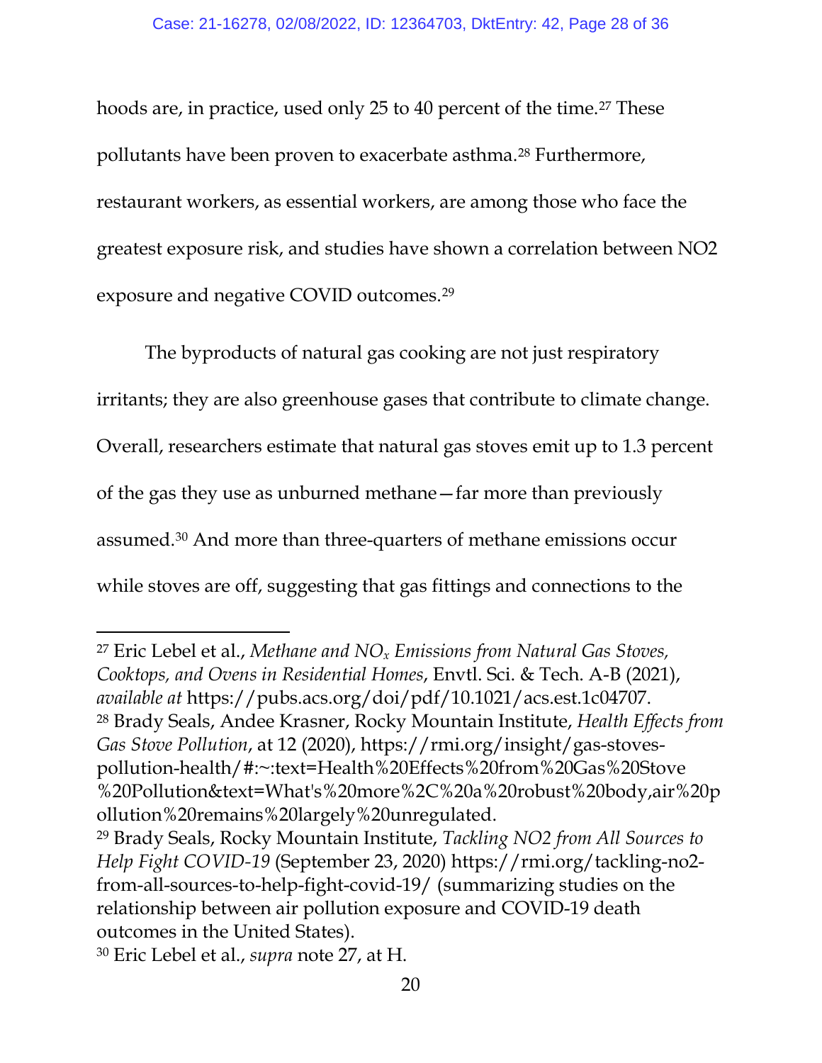hoods are, in practice, used only 25 to 40 percent of the time.[27] These pollutants have been proven to exacerbate asthma.[28] Furthermore, restaurant workers, as essential workers, are among those who face the greatest exposure risk, and studies have shown a correlation between NO2 exposure and negative COVID outcomes.[29]

The byproducts of natural gas cooking are not just respiratory irritants; they are also greenhouse gases that contribute to climate change. Overall, researchers estimate that natural gas stoves emit up to 1.3 percent of the gas they use as unburned methane—far more than previously assumed.[30] And more than three-quarters of methane emissions occur while stoves are off, suggesting that gas fittings and connections to the

---

[27] Eric Lebel et al., *Methane and $NO_x$ Emissions from Natural Gas Stoves, Cooktops, and Ovens in Residential Homes*, Envtl. Sci. & Tech. A-B (2021), *available at* https://pubs.acs.org/doi/pdf/10.1021/acs.est.1c04707.

[28] Brady Seals, Andee Krasner, Rocky Mountain Institute, *Health Effects from Gas Stove Pollution*, at 12 (2020), https://rmi.org/insight/gas-stoves-pollution-health/#:~:text=Health%20Effects%20from%20Gas%20Stove%20Pollution&text=What's%20more%2C%20a%20robust%20body,air%20pollution%20remains%20largely%20unregulated.

[29] Brady Seals, Rocky Mountain Institute, *Tackling NO2 from All Sources to Help Fight COVID-19* (September 23, 2020) https://rmi.org/tackling-no2-from-all-sources-to-help-fight-covid-19/ (summarizing studies on the relationship between air pollution exposure and COVID-19 death outcomes in the United States).

[30] Eric Lebel et al., *supra* note 27, at H.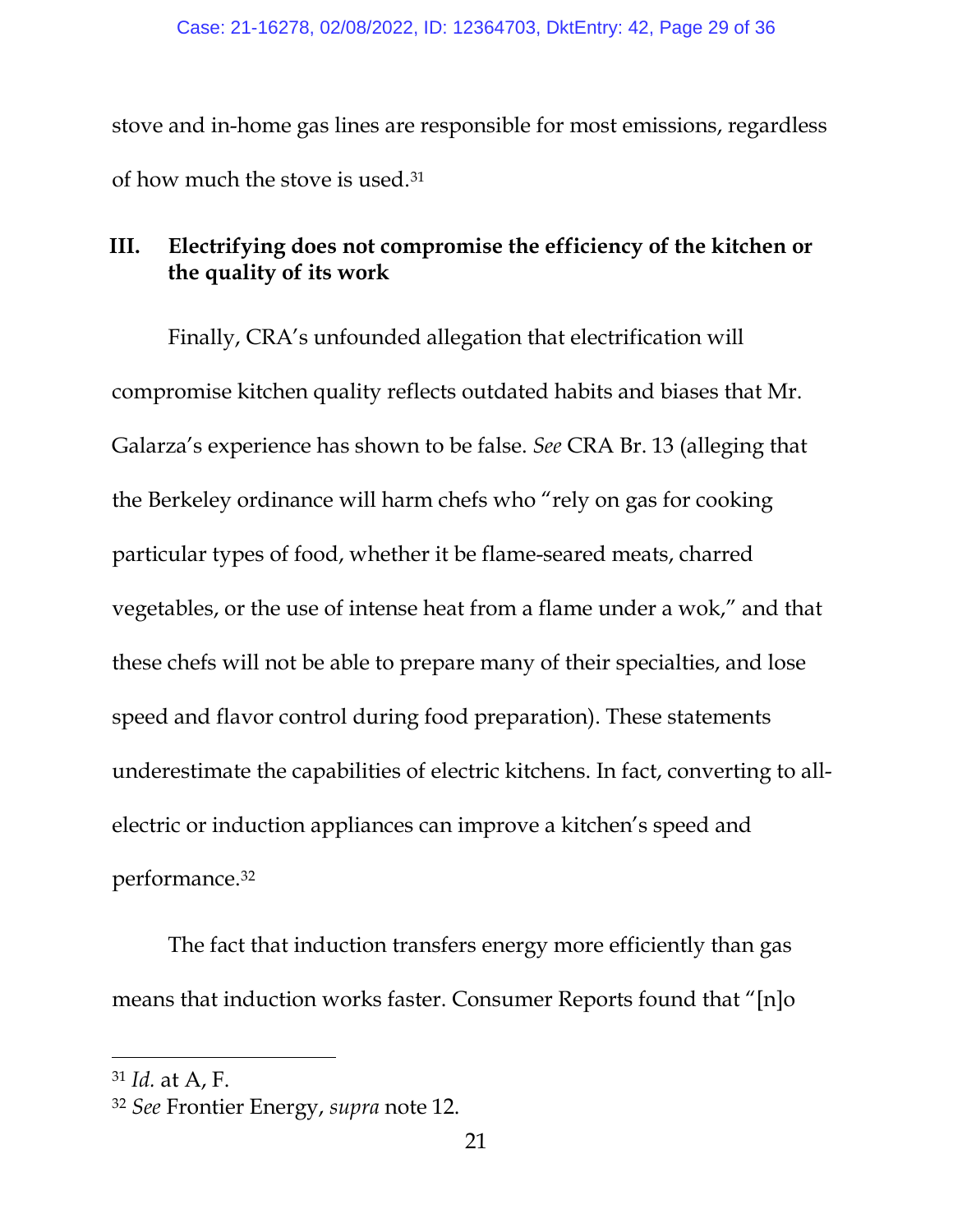stove and in-home gas lines are responsible for most emissions, regardless of how much the stove is used.[31]

## III. Electrifying does not compromise the efficiency of the kitchen or the quality of its work

Finally, CRA's unfounded allegation that electrification will compromise kitchen quality reflects outdated habits and biases that Mr. Galarza's experience has shown to be false. *See* CRA Br. 13 (alleging that the Berkeley ordinance will harm chefs who "rely on gas for cooking particular types of food, whether it be flame-seared meats, charred vegetables, or the use of intense heat from a flame under a wok," and that these chefs will not be able to prepare many of their specialties, and lose speed and flavor control during food preparation). These statements underestimate the capabilities of electric kitchens. In fact, converting to all-electric or induction appliances can improve a kitchen's speed and performance.[32]

The fact that induction transfers energy more efficiently than gas means that induction works faster. Consumer Reports found that "[n]o

---

[31] *Id.* at A, F.

[32] *See* Frontier Energy, *supra* note 12.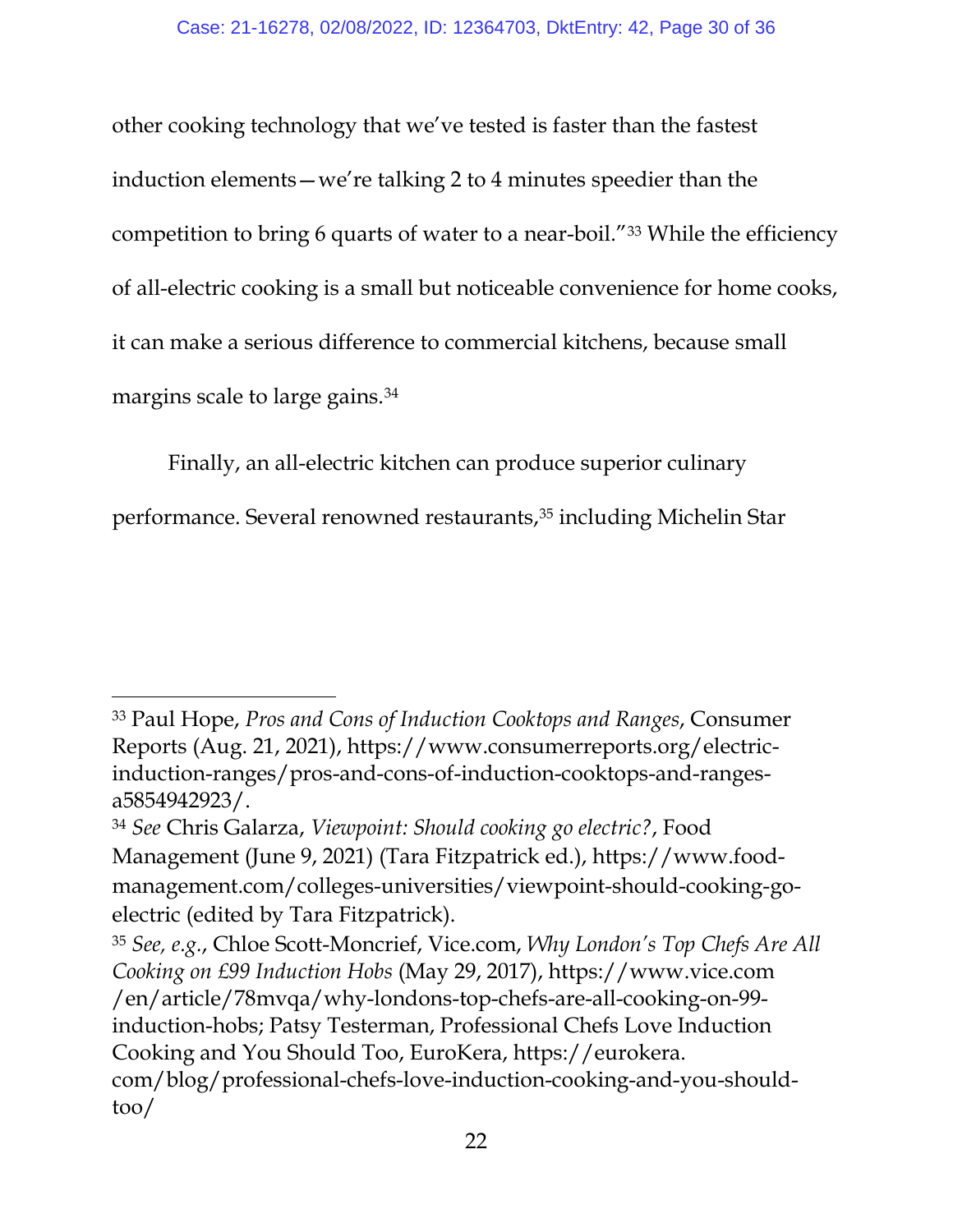other cooking technology that we've tested is faster than the fastest induction elements—we're talking 2 to 4 minutes speedier than the competition to bring 6 quarts of water to a near-boil."[33] While the efficiency of all-electric cooking is a small but noticeable convenience for home cooks, it can make a serious difference to commercial kitchens, because small margins scale to large gains.[34]

Finally, an all-electric kitchen can produce superior culinary performance. Several renowned restaurants,[35] including Michelin Star

---

[33] Paul Hope, *Pros and Cons of Induction Cooktops and Ranges*, Consumer Reports (Aug. 21, 2021), https://www.consumerreports.org/electric-induction-ranges/pros-and-cons-of-induction-cooktops-and-ranges-a5854942923/.

[34] *See* Chris Galarza, *Viewpoint: Should cooking go electric?*, Food Management (June 9, 2021) (Tara Fitzpatrick ed.), https://www.food-management.com/colleges-universities/viewpoint-should-cooking-go-electric (edited by Tara Fitzpatrick).

[35] *See, e.g.*, Chloe Scott-Moncrief, Vice.com, *Why London's Top Chefs Are All Cooking on £99 Induction Hobs* (May 29, 2017), https://www.vice.com /en/article/78mvqa/why-londons-top-chefs-are-all-cooking-on-99-induction-hobs; Patsy Testerman, Professional Chefs Love Induction Cooking and You Should Too, EuroKera, https://eurokera. com/blog/professional-chefs-love-induction-cooking-and-you-should-too/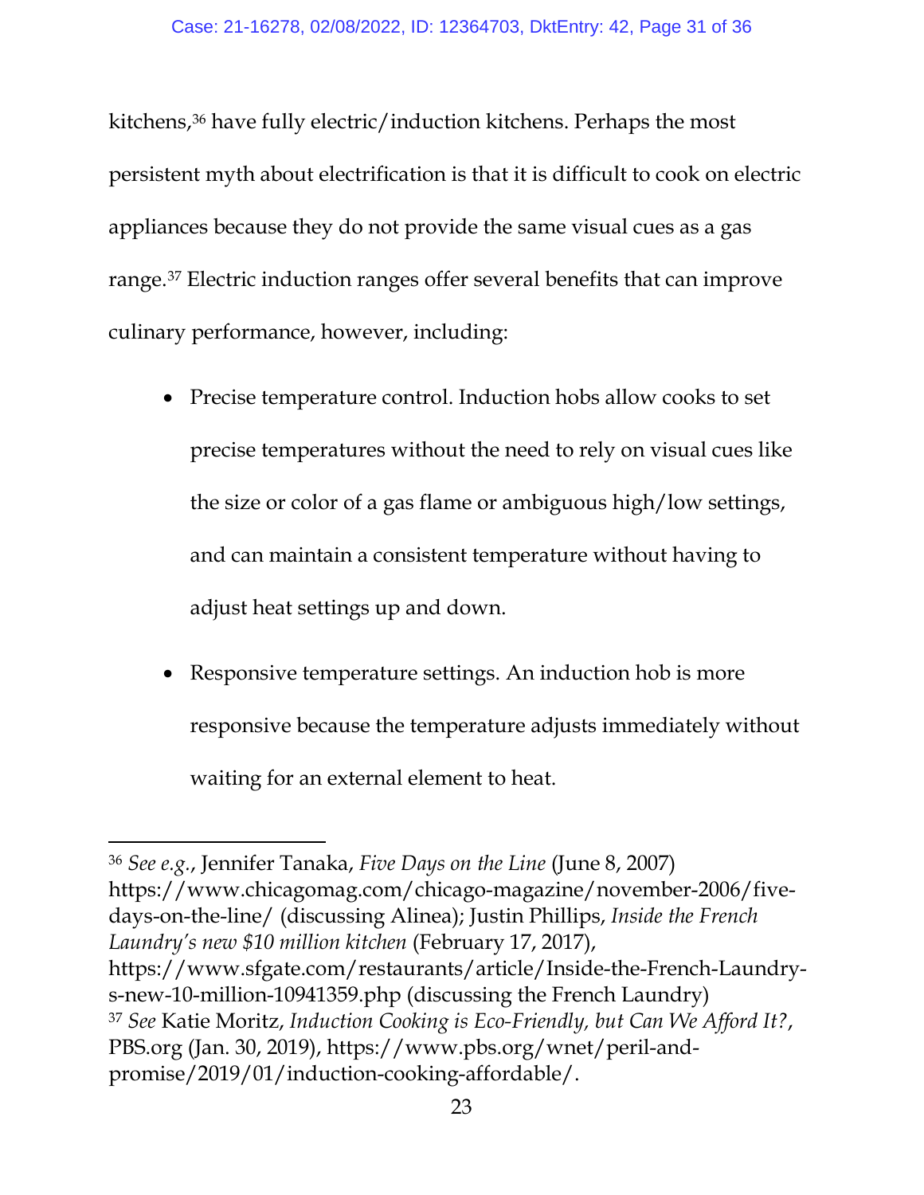kitchens,[36] have fully electric/induction kitchens. Perhaps the most persistent myth about electrification is that it is difficult to cook on electric appliances because they do not provide the same visual cues as a gas range.[37] Electric induction ranges offer several benefits that can improve culinary performance, however, including:

- Precise temperature control. Induction hobs allow cooks to set precise temperatures without the need to rely on visual cues like the size or color of a gas flame or ambiguous high/low settings, and can maintain a consistent temperature without having to adjust heat settings up and down.

- Responsive temperature settings. An induction hob is more responsive because the temperature adjusts immediately without waiting for an external element to heat.

---

[36] *See e.g.*, Jennifer Tanaka, *Five Days on the Line* (June 8, 2007) https://www.chicagomag.com/chicago-magazine/november-2006/five-days-on-the-line/ (discussing Alinea); Justin Phillips, *Inside the French Laundry's new $10 million kitchen* (February 17, 2017), https://www.sfgate.com/restaurants/article/Inside-the-French-Laundry-s-new-10-million-10941359.php (discussing the French Laundry)

[37] *See* Katie Moritz, *Induction Cooking is Eco-Friendly, but Can We Afford It?*, PBS.org (Jan. 30, 2019), https://www.pbs.org/wnet/peril-and-promise/2019/01/induction-cooking-affordable/.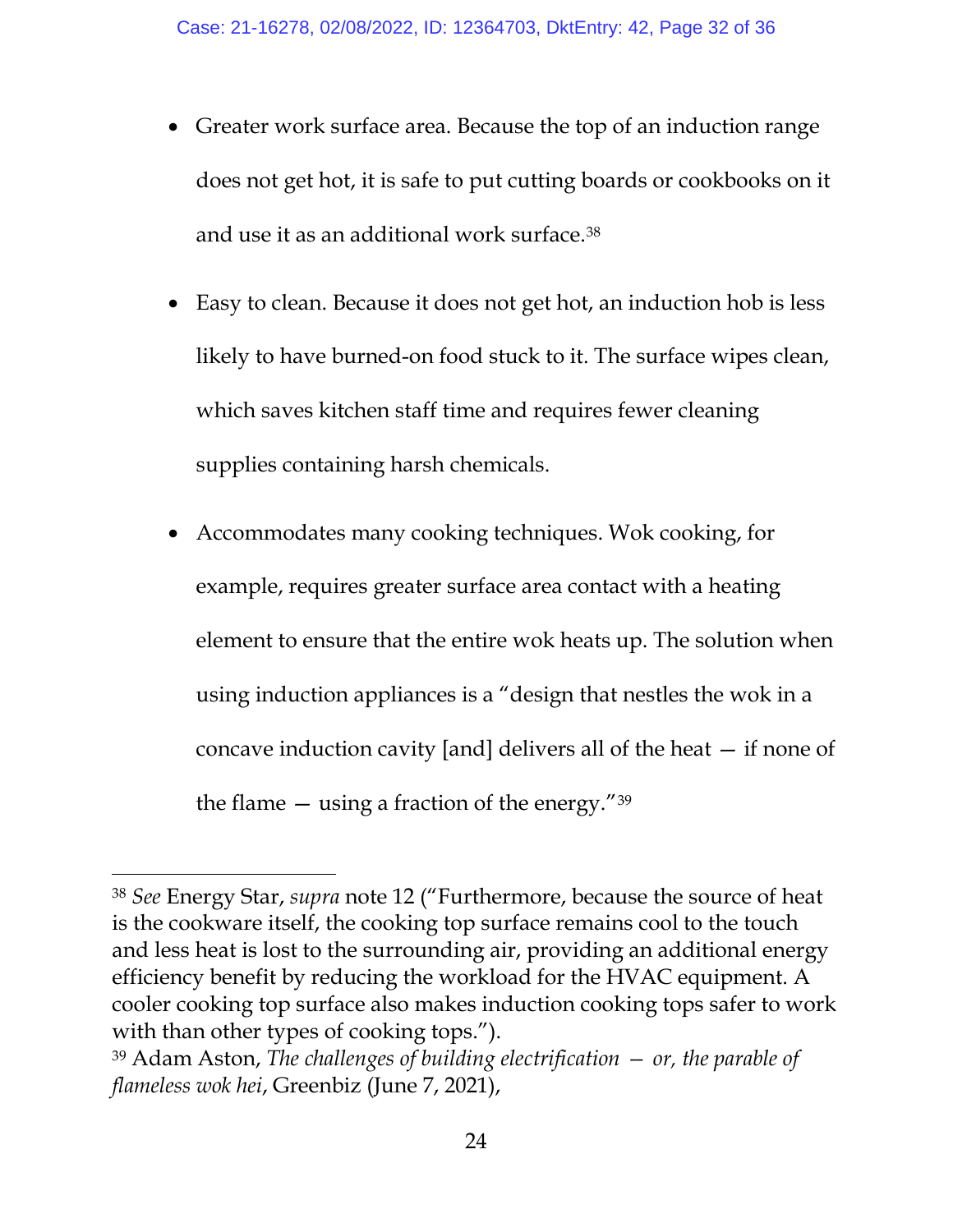- Greater work surface area. Because the top of an induction range does not get hot, it is safe to put cutting boards or cookbooks on it and use it as an additional work surface.[38]

- Easy to clean. Because it does not get hot, an induction hob is less likely to have burned-on food stuck to it. The surface wipes clean, which saves kitchen staff time and requires fewer cleaning supplies containing harsh chemicals.

- Accommodates many cooking techniques. Wok cooking, for example, requires greater surface area contact with a heating element to ensure that the entire wok heats up. The solution when using induction appliances is a "design that nestles the wok in a concave induction cavity [and] delivers all of the heat — if none of the flame — using a fraction of the energy."[39]

---

[38] *See* Energy Star, *supra* note 12 ("Furthermore, because the source of heat is the cookware itself, the cooking top surface remains cool to the touch and less heat is lost to the surrounding air, providing an additional energy efficiency benefit by reducing the workload for the HVAC equipment. A cooler cooking top surface also makes induction cooking tops safer to work with than other types of cooking tops.").

[39] Adam Aston, *The challenges of building electrification — or, the parable of flameless wok hei*, Greenbiz (June 7, 2021),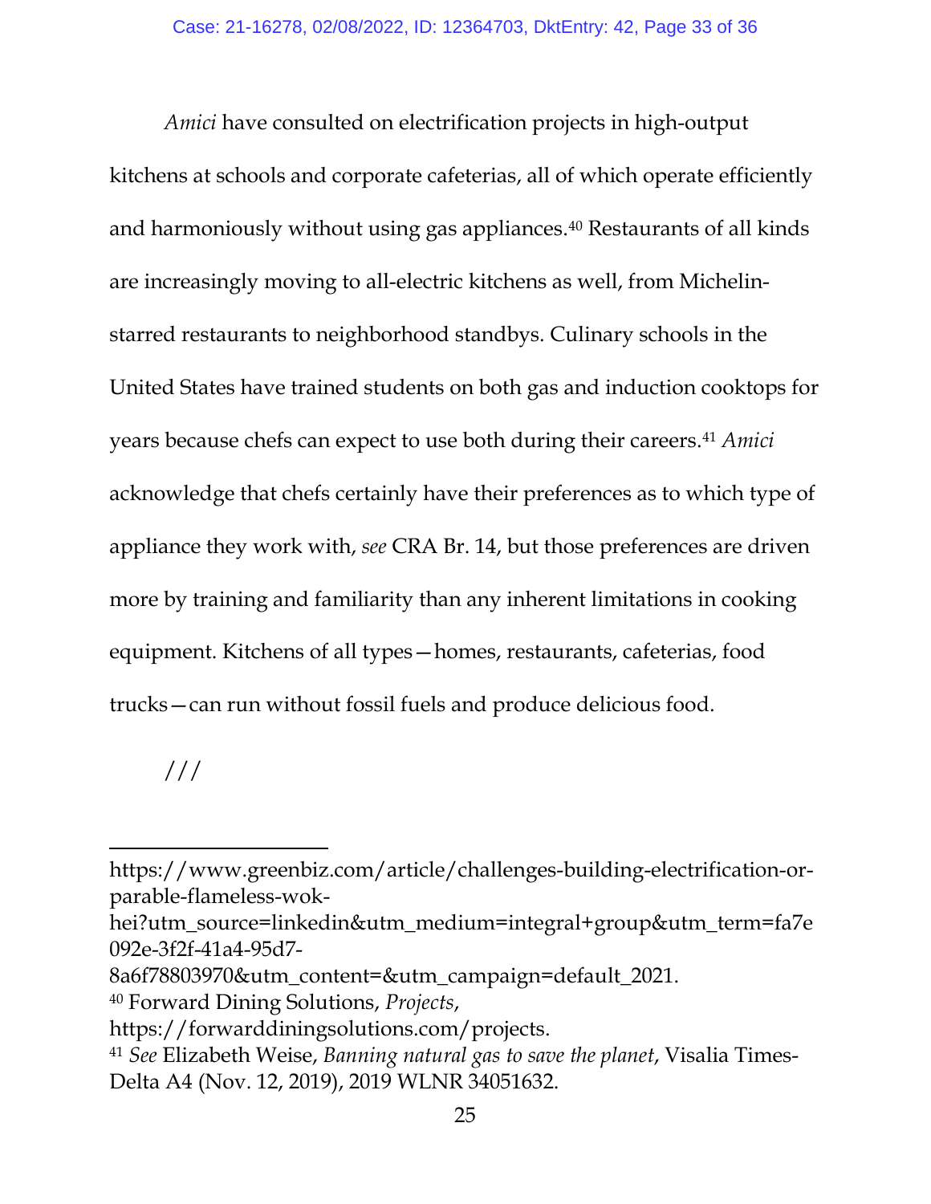*Amici* have consulted on electrification projects in high-output kitchens at schools and corporate cafeterias, all of which operate efficiently and harmoniously without using gas appliances.[40] Restaurants of all kinds are increasingly moving to all-electric kitchens as well, from Michelin-starred restaurants to neighborhood standbys. Culinary schools in the United States have trained students on both gas and induction cooktops for years because chefs can expect to use both during their careers.[41] *Amici* acknowledge that chefs certainly have their preferences as to which type of appliance they work with, *see* CRA Br. 14, but those preferences are driven more by training and familiarity than any inherent limitations in cooking equipment. Kitchens of all types—homes, restaurants, cafeterias, food trucks—can run without fossil fuels and produce delicious food.

///

---

https://www.greenbiz.com/article/challenges-building-electrification-or-parable-flameless-wok-hei?utm_source=linkedin&utm_medium=integral+group&utm_term=fa7e092e-3f2f-41a4-95d7-8a6f78803970&utm_content=&utm_campaign=default_2021.

[40] Forward Dining Solutions, *Projects*, https://forwarddiningsolutions.com/projects.

[41] *See* Elizabeth Weise, *Banning natural gas to save the planet*, Visalia Times-Delta A4 (Nov. 12, 2019), 2019 WLNR 34051632.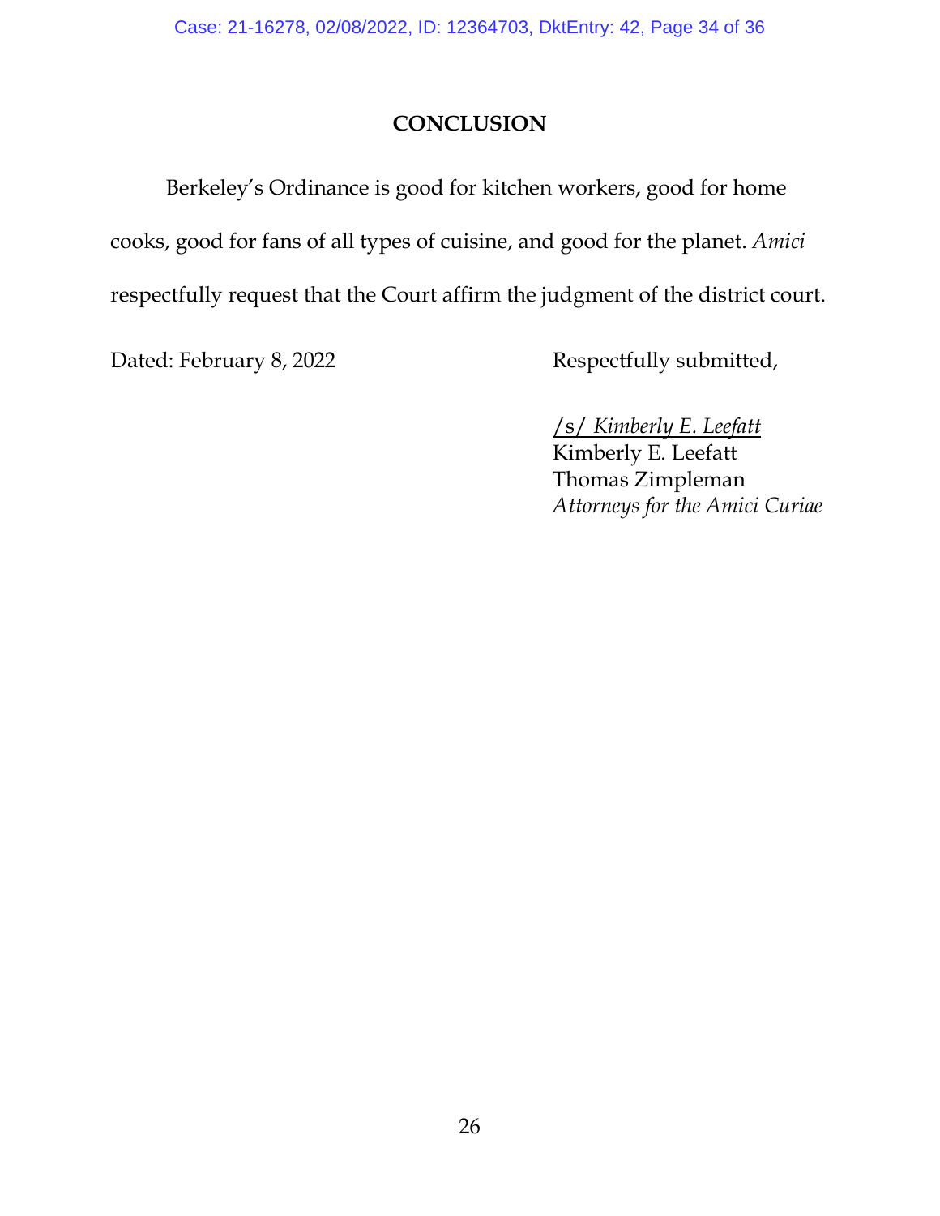## CONCLUSION

Berkeley's Ordinance is good for kitchen workers, good for home cooks, good for fans of all types of cuisine, and good for the planet. *Amici* respectfully request that the Court affirm the judgment of the district court.

Dated: February 8, 2022

Respectfully submitted,

*/s/ Kimberly E. Leefatt*
Kimberly E. Leefatt
Thomas Zimpleman
*Attorneys for the Amici Curiae*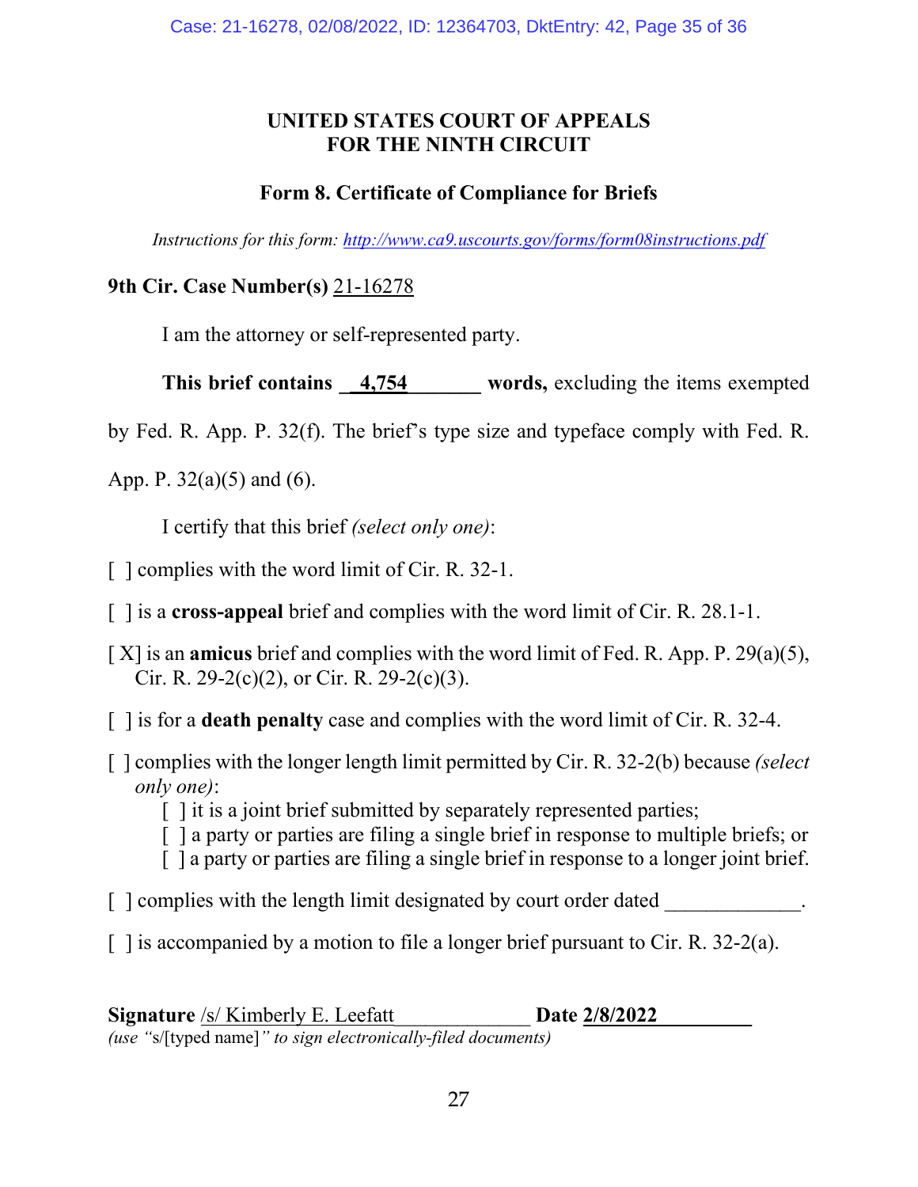**UNITED STATES COURT OF APPEALS**
**FOR THE NINTH CIRCUIT**

**Form 8. Certificate of Compliance for Briefs**

*Instructions for this form: http://www.ca9.uscourts.gov/forms/form08instructions.pdf*

**9th Cir. Case Number(s)** 21-16278

I am the attorney or self-represented party.

**This brief contains** 4,754 **words,** excluding the items exempted by Fed. R. App. P. 32(f). The brief's type size and typeface comply with Fed. R. App. P. 32(a)(5) and (6).

I certify that this brief *(select only one)*:

[ ] complies with the word limit of Cir. R. 32-1.

[ ] is a **cross-appeal** brief and complies with the word limit of Cir. R. 28.1-1.

[X] is an **amicus** brief and complies with the word limit of Fed. R. App. P. 29(a)(5), Cir. R. 29-2(c)(2), or Cir. R. 29-2(c)(3).

[ ] is for a **death penalty** case and complies with the word limit of Cir. R. 32-4.

[ ] complies with the longer length limit permitted by Cir. R. 32-2(b) because *(select only one)*:
- [ ] it is a joint brief submitted by separately represented parties;
- [ ] a party or parties are filing a single brief in response to multiple briefs; or
- [ ] a party or parties are filing a single brief in response to a longer joint brief.

[ ] complies with the length limit designated by court order dated ____________.

[ ] is accompanied by a motion to file a longer brief pursuant to Cir. R. 32-2(a).

**Signature** /s/ Kimberly E. Leefatt **Date 2/8/2022**
*(use "*s/[typed name]*" to sign electronically-filed documents)*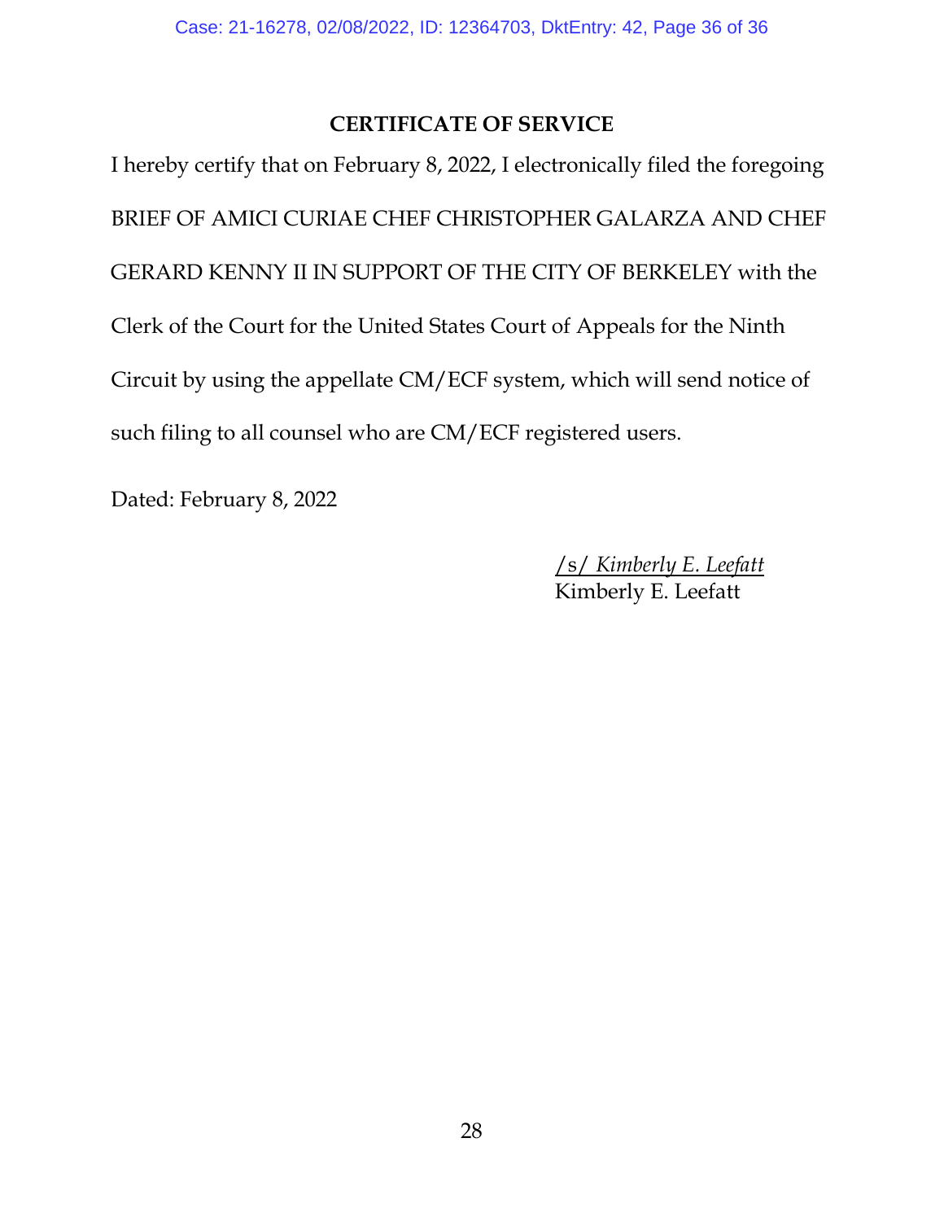# CERTIFICATE OF SERVICE

I hereby certify that on February 8, 2022, I electronically filed the foregoing BRIEF OF AMICI CURIAE CHEF CHRISTOPHER GALARZA AND CHEF GERARD KENNY II IN SUPPORT OF THE CITY OF BERKELEY with the Clerk of the Court for the United States Court of Appeals for the Ninth Circuit by using the appellate CM/ECF system, which will send notice of such filing to all counsel who are CM/ECF registered users.

Dated: February 8, 2022

/s/ *Kimberly E. Leefatt*
Kimberly E. Leefatt